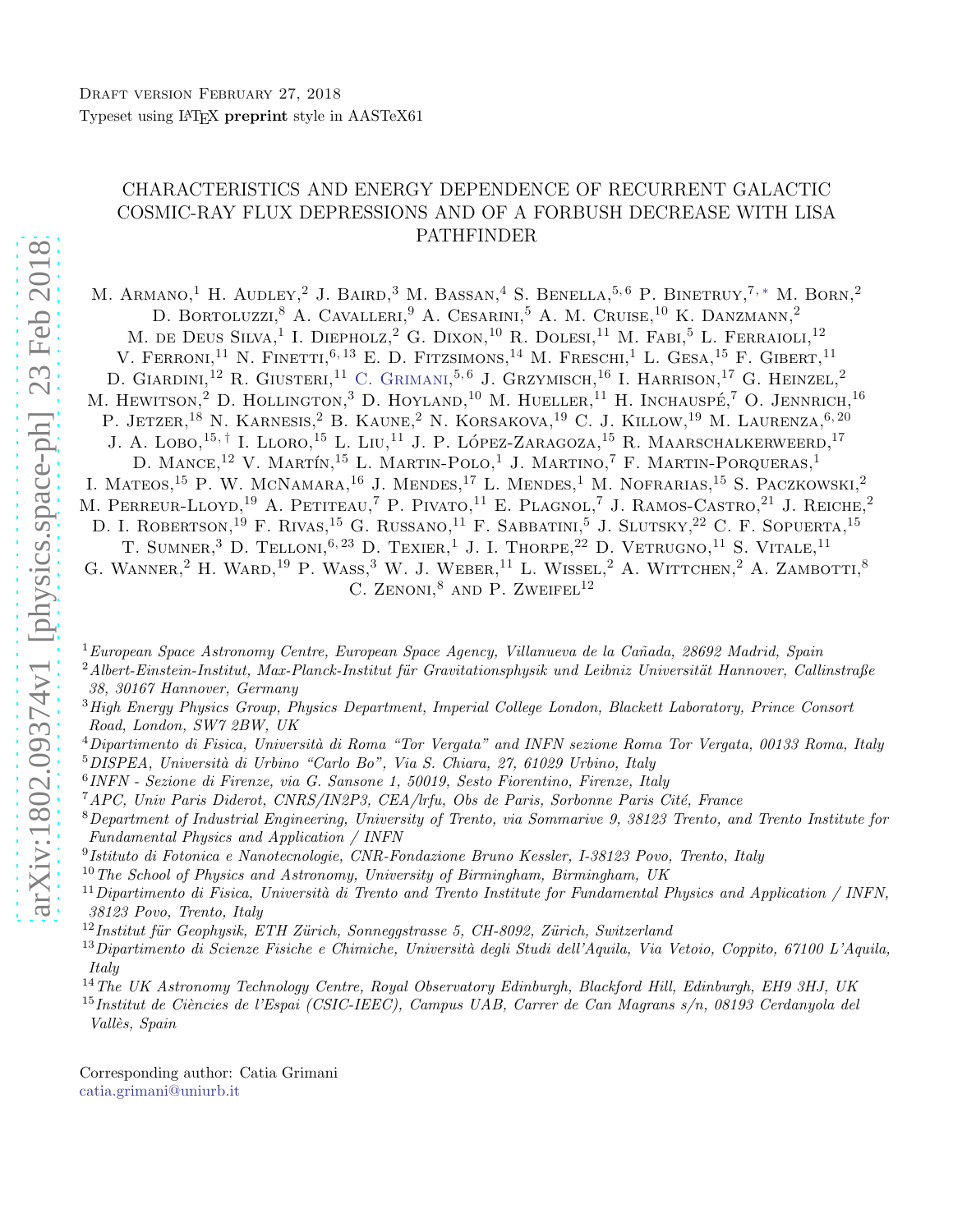Draft version February 27, 2018

Typeset using LaTeX **preprint** style in AASTeX61

# CHARACTERISTICS AND ENERGY DEPENDENCE OF RECURRENT GALACTIC COSMIC-RAY FLUX DEPRESSIONS AND OF A FORBUSH DECREASE WITH LISA PATHFINDER

M. Armano,[1] H. Audley,[2] J. Baird,[3] M. Bassan,[4] S. Benella,[5,6] P. Binetruy,[7,*] M. Born,[2] D. Bortoluzzi,[8] A. Cavalleri,[9] A. Cesarini,[5] A. M. Cruise,[10] K. Danzmann,[2] M. de Deus Silva,[1] I. Diepholz,[2] G. Dixon,[10] R. Dolesi,[11] M. Fabi,[5] L. Ferraioli,[12] V. Ferroni,[11] N. Finetti,[6,13] E. D. Fitzsimons,[14] M. Freschi,[1] L. Gesa,[15] F. Gibert,[11] D. Giardini,[12] R. Giusteri,[11] C. Grimani,[5,6] J. Grzymisch,[16] I. Harrison,[17] G. Heinzel,[2] M. Hewitson,[2] D. Hollington,[3] D. Hoyland,[10] M. Hueller,[11] H. Inchauspé,[7] O. Jennrich,[16] P. Jetzer,[18] N. Karnesis,[2] B. Kaune,[2] N. Korsakova,[19] C. J. Killow,[19] M. Laurenza,[6,20] J. A. Lobo,[15,†] I. Lloro,[15] L. Liu,[11] J. P. López-Zaragoza,[15] R. Maarschalkerweerd,[17] D. Mance,[12] V. Martín,[15] L. Martin-Polo,[1] J. Martino,[7] F. Martin-Porqueras,[1] I. Mateos,[15] P. W. McNamara,[16] J. Mendes,[17] L. Mendes,[1] M. Nofrarias,[15] S. Paczkowski,[2] M. Perreur-Lloyd,[19] A. Petiteau,[7] P. Pivato,[11] E. Plagnol,[7] J. Ramos-Castro,[21] J. Reiche,[2] D. I. Robertson,[19] F. Rivas,[15] G. Russano,[11] F. Sabbatini,[5] J. Slutsky,[22] C. F. Sopuerta,[15] T. Sumner,[3] D. Telloni,[6,23] D. Texier,[1] J. I. Thorpe,[22] D. Vetrugno,[11] S. Vitale,[11] G. Wanner,[2] H. Ward,[19] P. Wass,[3] W. J. Weber,[11] L. Wissel,[2] A. Wittchen,[2] A. Zambotti,[8] C. Zenoni,[8] and P. Zweifel[12]

[1] *European Space Astronomy Centre, European Space Agency, Villanueva de la Cañada, 28692 Madrid, Spain*
[2] *Albert-Einstein-Institut, Max-Planck-Institut für Gravitationsphysik und Leibniz Universität Hannover, Callinstraße 38, 30167 Hannover, Germany*
[3] *High Energy Physics Group, Physics Department, Imperial College London, Blackett Laboratory, Prince Consort Road, London, SW7 2BW, UK*
[4] *Dipartimento di Fisica, Università di Roma "Tor Vergata" and INFN sezione Roma Tor Vergata, 00133 Roma, Italy*
[5] *DISPEA, Università di Urbino "Carlo Bo", Via S. Chiara, 27, 61029 Urbino, Italy*
[6] *INFN - Sezione di Firenze, via G. Sansone 1, 50019, Sesto Fiorentino, Firenze, Italy*
[7] *APC, Univ Paris Diderot, CNRS/IN2P3, CEA/lrfu, Obs de Paris, Sorbonne Paris Cité, France*
[8] *Department of Industrial Engineering, University of Trento, via Sommarive 9, 38123 Trento, and Trento Institute for Fundamental Physics and Application / INFN*
[9] *Istituto di Fotonica e Nanotecnologie, CNR-Fondazione Bruno Kessler, I-38123 Povo, Trento, Italy*
[10] *The School of Physics and Astronomy, University of Birmingham, Birmingham, UK*
[11] *Dipartimento di Fisica, Università di Trento and Trento Institute for Fundamental Physics and Application / INFN, 38123 Povo, Trento, Italy*
[12] *Institut für Geophysik, ETH Zürich, Sonneggstrasse 5, CH-8092, Zürich, Switzerland*
[13] *Dipartimento di Scienze Fisiche e Chimiche, Università degli Studi dell'Aquila, Via Vetoio, Coppito, 67100 L'Aquila, Italy*
[14] *The UK Astronomy Technology Centre, Royal Observatory Edinburgh, Blackford Hill, Edinburgh, EH9 3HJ, UK*
[15] *Institut de Ciències de l'Espai (CSIC-IEEC), Campus UAB, Carrer de Can Magrans s/n, 08193 Cerdanyola del Vallès, Spain*

Corresponding author: Catia Grimani
catia.grimani@uniurb.it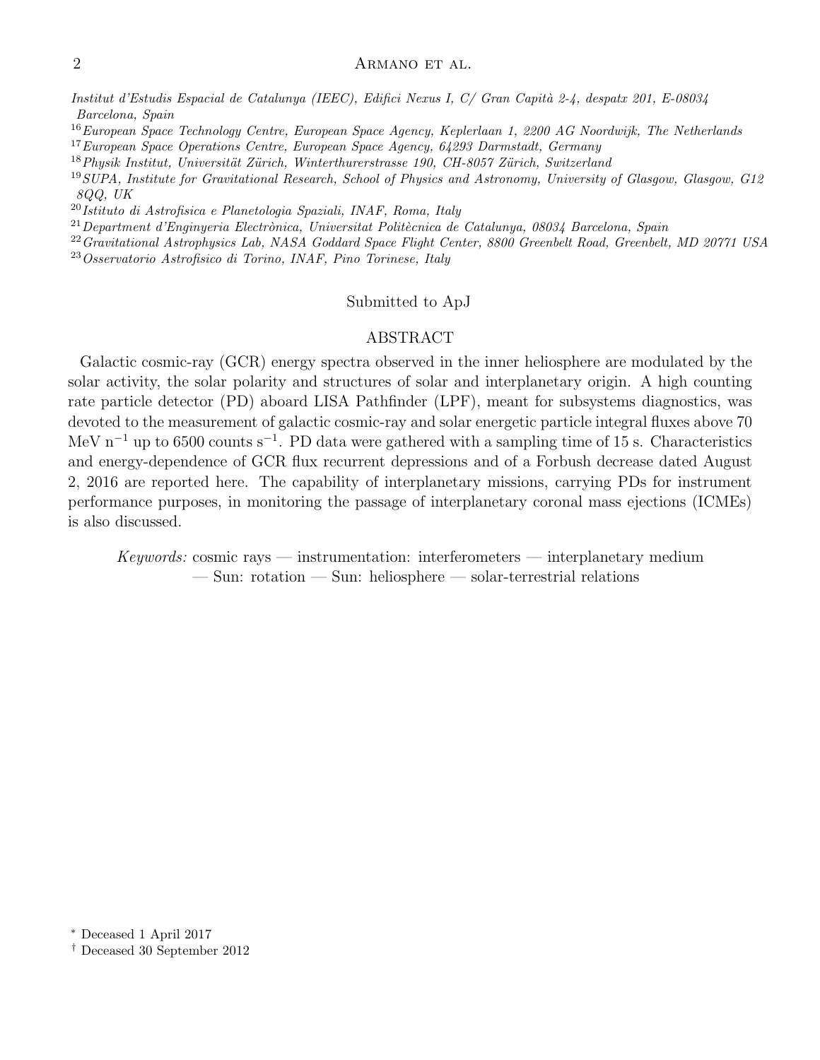Institut d'Estudis Espacial de Catalunya (IEEC), Edifici Nexus I, C/ Gran Capità 2-4, despatx 201, E-08034 Barcelona, Spain

[16]*European Space Technology Centre, European Space Agency, Keplerlaan 1, 2200 AG Noordwijk, The Netherlands*

[17]*European Space Operations Centre, European Space Agency, 64293 Darmstadt, Germany*

[18]*Physik Institut, Universität Zürich, Winterthurerstrasse 190, CH-8057 Zürich, Switzerland*

[19]*SUPA, Institute for Gravitational Research, School of Physics and Astronomy, University of Glasgow, Glasgow, G12 8QQ, UK*

[20]*Istituto di Astrofisica e Planetologia Spaziali, INAF, Roma, Italy*

[21]*Department d'Enginyeria Electrònica, Universitat Politècnica de Catalunya, 08034 Barcelona, Spain*

[22]*Gravitational Astrophysics Lab, NASA Goddard Space Flight Center, 8800 Greenbelt Road, Greenbelt, MD 20771 USA*

[23]*Osservatorio Astrofisico di Torino, INAF, Pino Torinese, Italy*

Submitted to ApJ

## ABSTRACT

Galactic cosmic-ray (GCR) energy spectra observed in the inner heliosphere are modulated by the solar activity, the solar polarity and structures of solar and interplanetary origin. A high counting rate particle detector (PD) aboard LISA Pathfinder (LPF), meant for subsystems diagnostics, was devoted to the measurement of galactic cosmic-ray and solar energetic particle integral fluxes above 70 MeV $n^{-1}$ up to 6500 counts $s^{-1}$. PD data were gathered with a sampling time of 15 s. Characteristics and energy-dependence of GCR flux recurrent depressions and of a Forbush decrease dated August 2, 2016 are reported here. The capability of interplanetary missions, carrying PDs for instrument performance purposes, in monitoring the passage of interplanetary coronal mass ejections (ICMEs) is also discussed.

*Keywords:* cosmic rays — instrumentation: interferometers — interplanetary medium — Sun: rotation — Sun: heliosphere — solar-terrestrial relations

[*] Deceased 1 April 2017

[†] Deceased 30 September 2012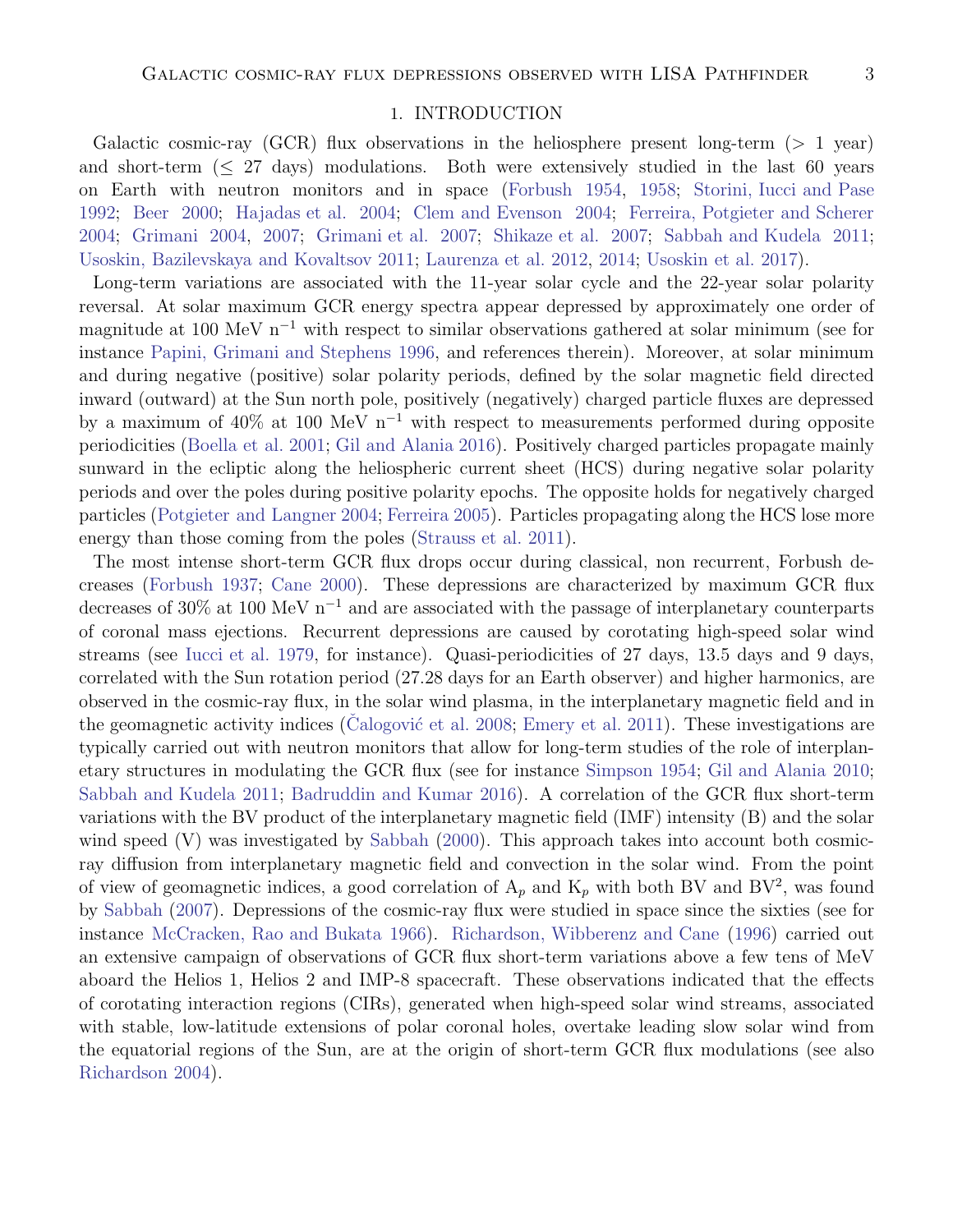## 1. INTRODUCTION

Galactic cosmic-ray (GCR) flux observations in the heliosphere present long-term (> 1 year) and short-term (≤ 27 days) modulations. Both were extensively studied in the last 60 years on Earth with neutron monitors and in space (Forbush 1954, 1958; Storini, Iucci and Pase 1992; Beer 2000; Hajadas et al. 2004; Clem and Evenson 2004; Ferreira, Potgieter and Scherer 2004; Grimani 2004, 2007; Grimani et al. 2007; Shikaze et al. 2007; Sabbah and Kudela 2011; Usoskin, Bazilevskaya and Kovaltsov 2011; Laurenza et al. 2012, 2014; Usoskin et al. 2017).

Long-term variations are associated with the 11-year solar cycle and the 22-year solar polarity reversal. At solar maximum GCR energy spectra appear depressed by approximately one order of magnitude at 100 MeV $n^{-1}$ with respect to similar observations gathered at solar minimum (see for instance Papini, Grimani and Stephens 1996, and references therein). Moreover, at solar minimum and during negative (positive) solar polarity periods, defined by the solar magnetic field directed inward (outward) at the Sun north pole, positively (negatively) charged particle fluxes are depressed by a maximum of 40% at 100 MeV $n^{-1}$ with respect to measurements performed during opposite periodicities (Boella et al. 2001; Gil and Alania 2016). Positively charged particles propagate mainly sunward in the ecliptic along the heliospheric current sheet (HCS) during negative solar polarity periods and over the poles during positive polarity epochs. The opposite holds for negatively charged particles (Potgieter and Langner 2004; Ferreira 2005). Particles propagating along the HCS lose more energy than those coming from the poles (Strauss et al. 2011).

The most intense short-term GCR flux drops occur during classical, non recurrent, Forbush decreases (Forbush 1937; Cane 2000). These depressions are characterized by maximum GCR flux decreases of 30% at 100 MeV $n^{-1}$ and are associated with the passage of interplanetary counterparts of coronal mass ejections. Recurrent depressions are caused by corotating high-speed solar wind streams (see Iucci et al. 1979, for instance). Quasi-periodicities of 27 days, 13.5 days and 9 days, correlated with the Sun rotation period (27.28 days for an Earth observer) and higher harmonics, are observed in the cosmic-ray flux, in the solar wind plasma, in the interplanetary magnetic field and in the geomagnetic activity indices (Čalogović et al. 2008; Emery et al. 2011). These investigations are typically carried out with neutron monitors that allow for long-term studies of the role of interplanetary structures in modulating the GCR flux (see for instance Simpson 1954; Gil and Alania 2010; Sabbah and Kudela 2011; Badruddin and Kumar 2016). A correlation of the GCR flux short-term variations with the BV product of the interplanetary magnetic field (IMF) intensity (B) and the solar wind speed (V) was investigated by Sabbah (2000). This approach takes into account both cosmic-ray diffusion from interplanetary magnetic field and convection in the solar wind. From the point of view of geomagnetic indices, a good correlation of $A_p$ and $K_p$ with both BV and $BV^2$, was found by Sabbah (2007). Depressions of the cosmic-ray flux were studied in space since the sixties (see for instance McCracken, Rao and Bukata 1966). Richardson, Wibberenz and Cane (1996) carried out an extensive campaign of observations of GCR flux short-term variations above a few tens of MeV aboard the Helios 1, Helios 2 and IMP-8 spacecraft. These observations indicated that the effects of corotating interaction regions (CIRs), generated when high-speed solar wind streams, associated with stable, low-latitude extensions of polar coronal holes, overtake leading slow solar wind from the equatorial regions of the Sun, are at the origin of short-term GCR flux modulations (see also Richardson 2004).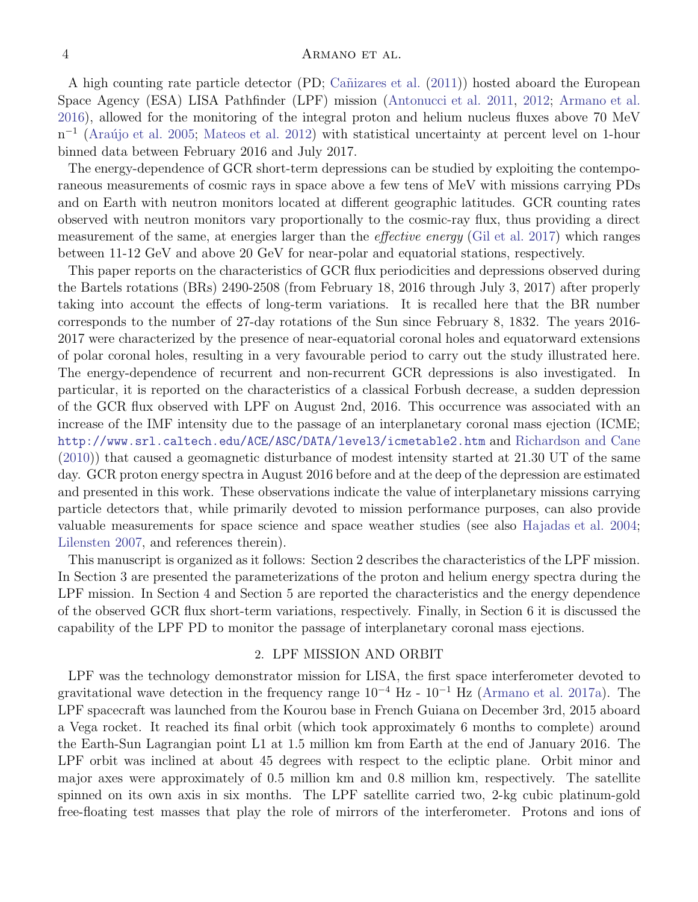A high counting rate particle detector (PD; Cañizares et al. (2011)) hosted aboard the European Space Agency (ESA) LISA Pathfinder (LPF) mission (Antonucci et al. 2011, 2012; Armano et al. 2016), allowed for the monitoring of the integral proton and helium nucleus fluxes above 70 MeV $n^{-1}$ (Araújo et al. 2005; Mateos et al. 2012) with statistical uncertainty at percent level on 1-hour binned data between February 2016 and July 2017.

The energy-dependence of GCR short-term depressions can be studied by exploiting the contemporaneous measurements of cosmic rays in space above a few tens of MeV with missions carrying PDs and on Earth with neutron monitors located at different geographic latitudes. GCR counting rates observed with neutron monitors vary proportionally to the cosmic-ray flux, thus providing a direct measurement of the same, at energies larger than the *effective energy* (Gil et al. 2017) which ranges between 11-12 GeV and above 20 GeV for near-polar and equatorial stations, respectively.

This paper reports on the characteristics of GCR flux periodicities and depressions observed during the Bartels rotations (BRs) 2490-2508 (from February 18, 2016 through July 3, 2017) after properly taking into account the effects of long-term variations. It is recalled here that the BR number corresponds to the number of 27-day rotations of the Sun since February 8, 1832. The years 2016-2017 were characterized by the presence of near-equatorial coronal holes and equatorward extensions of polar coronal holes, resulting in a very favourable period to carry out the study illustrated here. The energy-dependence of recurrent and non-recurrent GCR depressions is also investigated. In particular, it is reported on the characteristics of a classical Forbush decrease, a sudden depression of the GCR flux observed with LPF on August 2nd, 2016. This occurrence was associated with an increase of the IMF intensity due to the passage of an interplanetary coronal mass ejection (ICME; http://www.srl.caltech.edu/ACE/ASC/DATA/level3/icmetable2.htm and Richardson and Cane (2010)) that caused a geomagnetic disturbance of modest intensity started at 21.30 UT of the same day. GCR proton energy spectra in August 2016 before and at the deep of the depression are estimated and presented in this work. These observations indicate the value of interplanetary missions carrying particle detectors that, while primarily devoted to mission performance purposes, can also provide valuable measurements for space science and space weather studies (see also Hajadas et al. 2004; Lilensten 2007, and references therein).

This manuscript is organized as it follows: Section 2 describes the characteristics of the LPF mission. In Section 3 are presented the parameterizations of the proton and helium energy spectra during the LPF mission. In Section 4 and Section 5 are reported the characteristics and the energy dependence of the observed GCR flux short-term variations, respectively. Finally, in Section 6 it is discussed the capability of the LPF PD to monitor the passage of interplanetary coronal mass ejections.

## 2. LPF MISSION AND ORBIT

LPF was the technology demonstrator mission for LISA, the first space interferometer devoted to gravitational wave detection in the frequency range $10^{-4}$ Hz - $10^{-1}$ Hz (Armano et al. 2017a). The LPF spacecraft was launched from the Kourou base in French Guiana on December 3rd, 2015 aboard a Vega rocket. It reached its final orbit (which took approximately 6 months to complete) around the Earth-Sun Lagrangian point L1 at 1.5 million km from Earth at the end of January 2016. The LPF orbit was inclined at about 45 degrees with respect to the ecliptic plane. Orbit minor and major axes were approximately of 0.5 million km and 0.8 million km, respectively. The satellite spinned on its own axis in six months. The LPF satellite carried two, 2-kg cubic platinum-gold free-floating test masses that play the role of mirrors of the interferometer. Protons and ions of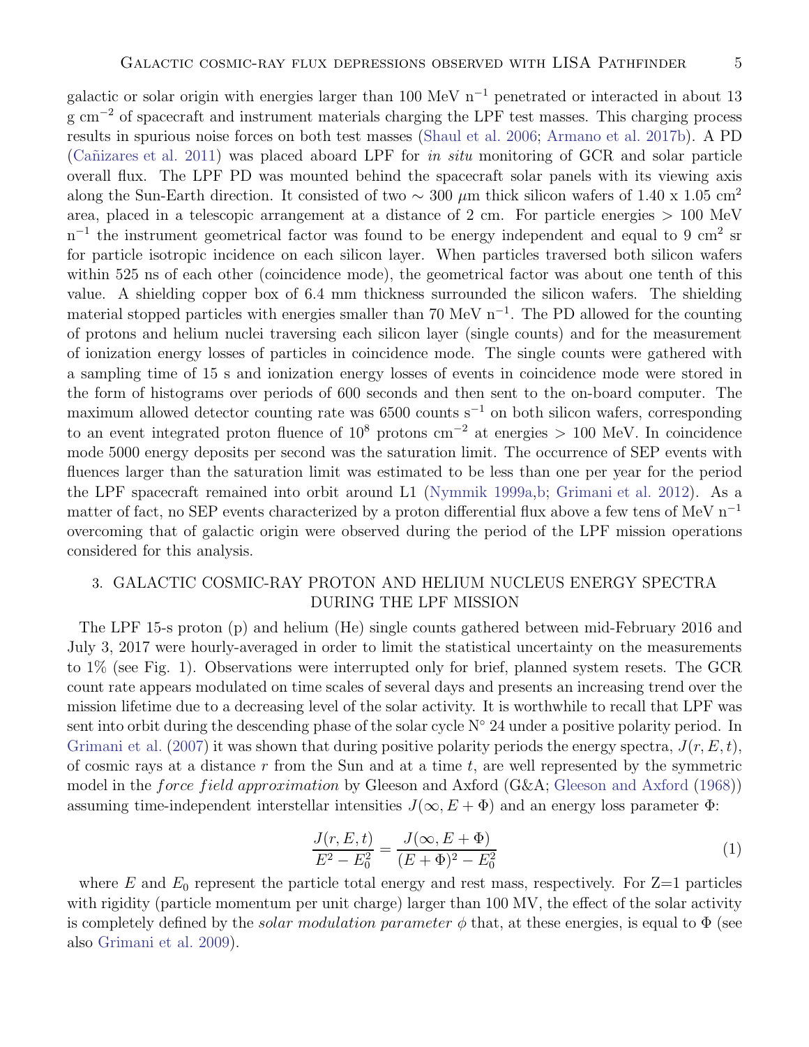galactic or solar origin with energies larger than 100 MeV $n^{-1}$ penetrated or interacted in about 13 g $cm^{-2}$ of spacecraft and instrument materials charging the LPF test masses. This charging process results in spurious noise forces on both test masses (Shaul et al. 2006; Armano et al. 2017b). A PD (Cañizares et al. 2011) was placed aboard LPF for *in situ* monitoring of GCR and solar particle overall flux. The LPF PD was mounted behind the spacecraft solar panels with its viewing axis along the Sun-Earth direction. It consisted of two $\sim 300$ $\mu$m thick silicon wafers of 1.40 x 1.05 $cm^2$ area, placed in a telescopic arrangement at a distance of 2 cm. For particle energies > 100 MeV $n^{-1}$ the instrument geometrical factor was found to be energy independent and equal to 9 $cm^2$ sr for particle isotropic incidence on each silicon layer. When particles traversed both silicon wafers within 525 ns of each other (coincidence mode), the geometrical factor was about one tenth of this value. A shielding copper box of 6.4 mm thickness surrounded the silicon wafers. The shielding material stopped particles with energies smaller than 70 MeV $n^{-1}$. The PD allowed for the counting of protons and helium nuclei traversing each silicon layer (single counts) and for the measurement of ionization energy losses of particles in coincidence mode. The single counts were gathered with a sampling time of 15 s and ionization energy losses of events in coincidence mode were stored in the form of histograms over periods of 600 seconds and then sent to the on-board computer. The maximum allowed detector counting rate was 6500 counts $s^{-1}$ on both silicon wafers, corresponding to an event integrated proton fluence of $10^8$ protons $cm^{-2}$ at energies > 100 MeV. In coincidence mode 5000 energy deposits per second was the saturation limit. The occurrence of SEP events with fluences larger than the saturation limit was estimated to be less than one per year for the period the LPF spacecraft remained into orbit around L1 (Nymmik 1999a,b; Grimani et al. 2012). As a matter of fact, no SEP events characterized by a proton differential flux above a few tens of MeV $n^{-1}$ overcoming that of galactic origin were observed during the period of the LPF mission operations considered for this analysis.

## 3. GALACTIC COSMIC-RAY PROTON AND HELIUM NUCLEUS ENERGY SPECTRA DURING THE LPF MISSION

The LPF 15-s proton (p) and helium (He) single counts gathered between mid-February 2016 and July 3, 2017 were hourly-averaged in order to limit the statistical uncertainty on the measurements to 1% (see Fig. 1). Observations were interrupted only for brief, planned system resets. The GCR count rate appears modulated on time scales of several days and presents an increasing trend over the mission lifetime due to a decreasing level of the solar activity. It is worthwhile to recall that LPF was sent into orbit during the descending phase of the solar cycle N° 24 under a positive polarity period. In Grimani et al. (2007) it was shown that during positive polarity periods the energy spectra, $J(r, E, t)$, of cosmic rays at a distance $r$ from the Sun and at a time $t$, are well represented by the symmetric model in the *force field approximation* by Gleeson and Axford (G&A; Gleeson and Axford (1968)) assuming time-independent interstellar intensities $J(\infty, E + \Phi)$ and an energy loss parameter $\Phi$:

$$\frac{J(r, E, t)}{E^2 - E_0^2} = \frac{J(\infty, E + \Phi)}{(E + \Phi)^2 - E_0^2} \tag{1}$$

where $E$ and $E_0$ represent the particle total energy and rest mass, respectively. For Z=1 particles with rigidity (particle momentum per unit charge) larger than 100 MV, the effect of the solar activity is completely defined by the *solar modulation parameter* $\phi$ that, at these energies, is equal to $\Phi$ (see also Grimani et al. 2009).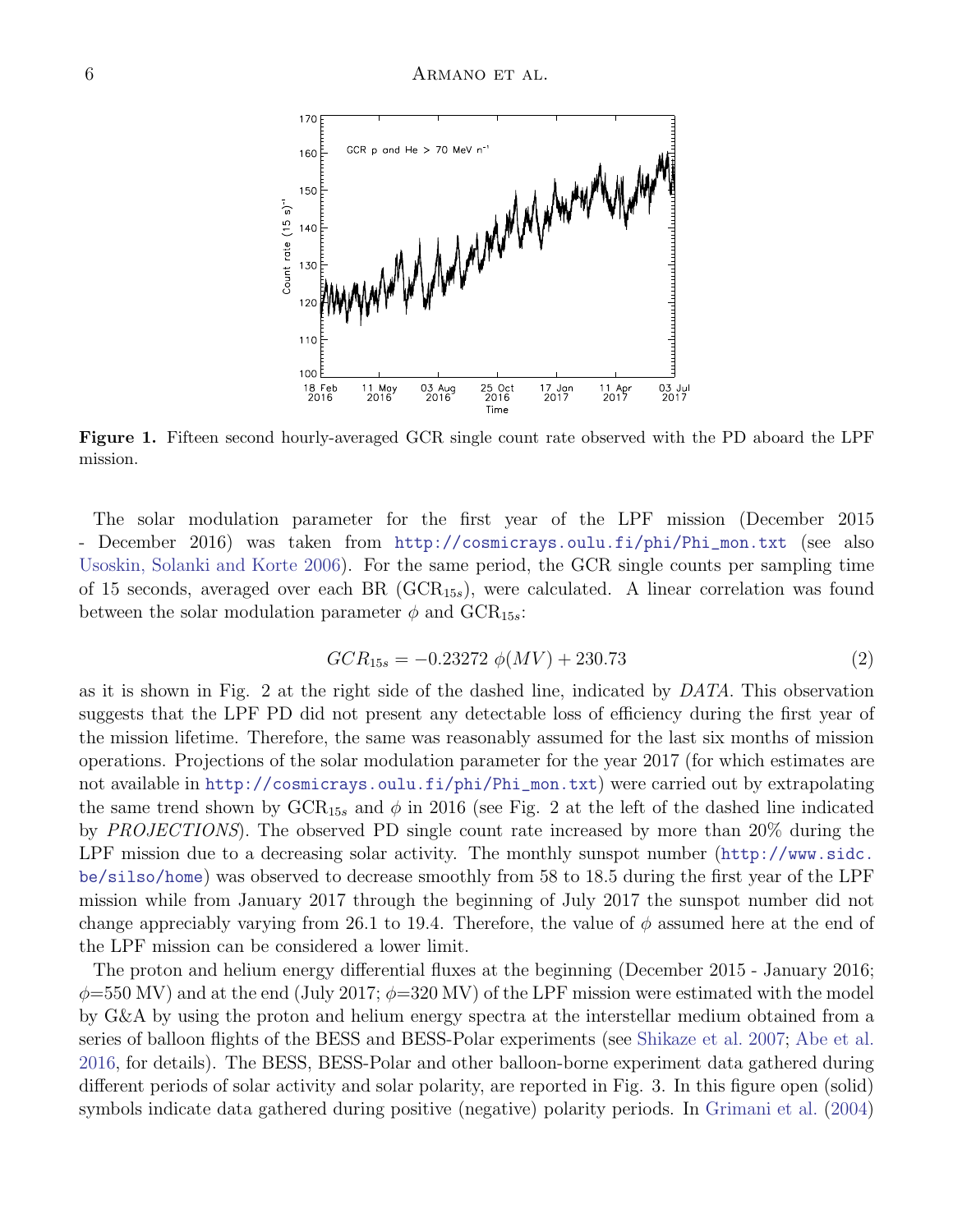**Figure 1.** Fifteen second hourly-averaged GCR single count rate observed with the PD aboard the LPF mission.

The solar modulation parameter for the first year of the LPF mission (December 2015 - December 2016) was taken from http://cosmicrays.oulu.fi/phi/Phi_mon.txt (see also Usoskin, Solanki and Korte 2006). For the same period, the GCR single counts per sampling time of 15 seconds, averaged over each BR ($GCR_{15s}$), were calculated. A linear correlation was found between the solar modulation parameter $\phi$ and $GCR_{15s}$:

$$GCR_{15s} = -0.23272\ \phi(MV) + 230.73 \tag{2}$$

as it is shown in Fig. 2 at the right side of the dashed line, indicated by *DATA*. This observation suggests that the LPF PD did not present any detectable loss of efficiency during the first year of the mission lifetime. Therefore, the same was reasonably assumed for the last six months of mission operations. Projections of the solar modulation parameter for the year 2017 (for which estimates are not available in http://cosmicrays.oulu.fi/phi/Phi_mon.txt) were carried out by extrapolating the same trend shown by $GCR_{15s}$ and $\phi$ in 2016 (see Fig. 2 at the left of the dashed line indicated by *PROJECTIONS*). The observed PD single count rate increased by more than 20% during the LPF mission due to a decreasing solar activity. The monthly sunspot number (http://www.sidc.be/silso/home) was observed to decrease smoothly from 58 to 18.5 during the first year of the LPF mission while from January 2017 through the beginning of July 2017 the sunspot number did not change appreciably varying from 26.1 to 19.4. Therefore, the value of $\phi$ assumed here at the end of the LPF mission can be considered a lower limit.

The proton and helium energy differential fluxes at the beginning (December 2015 - January 2016; $\phi$=550 MV) and at the end (July 2017; $\phi$=320 MV) of the LPF mission were estimated with the model by G&A by using the proton and helium energy spectra at the interstellar medium obtained from a series of balloon flights of the BESS and BESS-Polar experiments (see Shikaze et al. 2007; Abe et al. 2016, for details). The BESS, BESS-Polar and other balloon-borne experiment data gathered during different periods of solar activity and solar polarity, are reported in Fig. 3. In this figure open (solid) symbols indicate data gathered during positive (negative) polarity periods. In Grimani et al. (2004)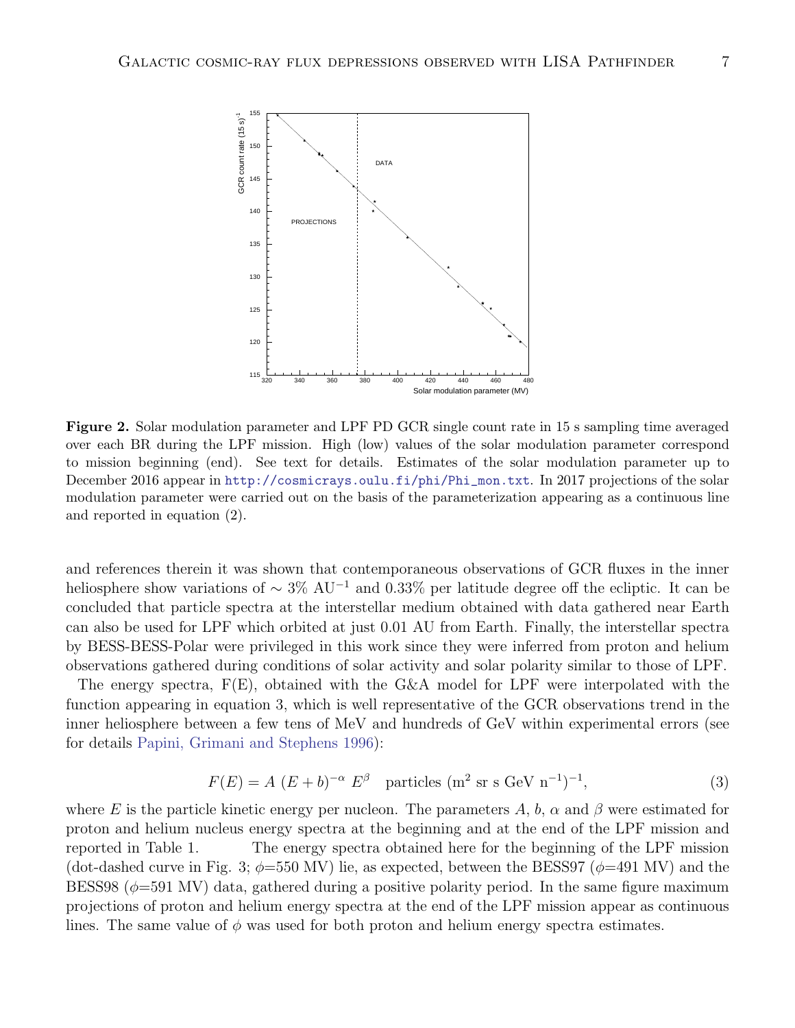**Figure 2.** Solar modulation parameter and LPF PD GCR single count rate in 15 s sampling time averaged over each BR during the LPF mission. High (low) values of the solar modulation parameter correspond to mission beginning (end). See text for details. Estimates of the solar modulation parameter up to December 2016 appear in http://cosmicrays.oulu.fi/phi/Phi_mon.txt. In 2017 projections of the solar modulation parameter were carried out on the basis of the parameterization appearing as a continuous line and reported in equation (2).

and references therein it was shown that contemporaneous observations of GCR fluxes in the inner heliosphere show variations of $\sim 3\%$ AU$^{-1}$ and 0.33% per latitude degree off the ecliptic. It can be concluded that particle spectra at the interstellar medium obtained with data gathered near Earth can also be used for LPF which orbited at just 0.01 AU from Earth. Finally, the interstellar spectra by BESS-BESS-Polar were privileged in this work since they were inferred from proton and helium observations gathered during conditions of solar activity and solar polarity similar to those of LPF.

The energy spectra, F(E), obtained with the G&A model for LPF were interpolated with the function appearing in equation 3, which is well representative of the GCR observations trend in the inner heliosphere between a few tens of MeV and hundreds of GeV within experimental errors (see for details Papini, Grimani and Stephens 1996):

$$F(E) = A\ (E + b)^{-\alpha}\ E^{\beta} \quad \text{particles (m}^2\text{ sr s GeV n}^{-1})^{-1}, \tag{3}$$

where $E$ is the particle kinetic energy per nucleon. The parameters $A$, $b$, $\alpha$ and $\beta$ were estimated for proton and helium nucleus energy spectra at the beginning and at the end of the LPF mission and reported in Table 1. The energy spectra obtained here for the beginning of the LPF mission (dot-dashed curve in Fig. 3; $\phi$=550 MV) lie, as expected, between the BESS97 ($\phi$=491 MV) and the BESS98 ($\phi$=591 MV) data, gathered during a positive polarity period. In the same figure maximum projections of proton and helium energy spectra at the end of the LPF mission appear as continuous lines. The same value of $\phi$ was used for both proton and helium energy spectra estimates.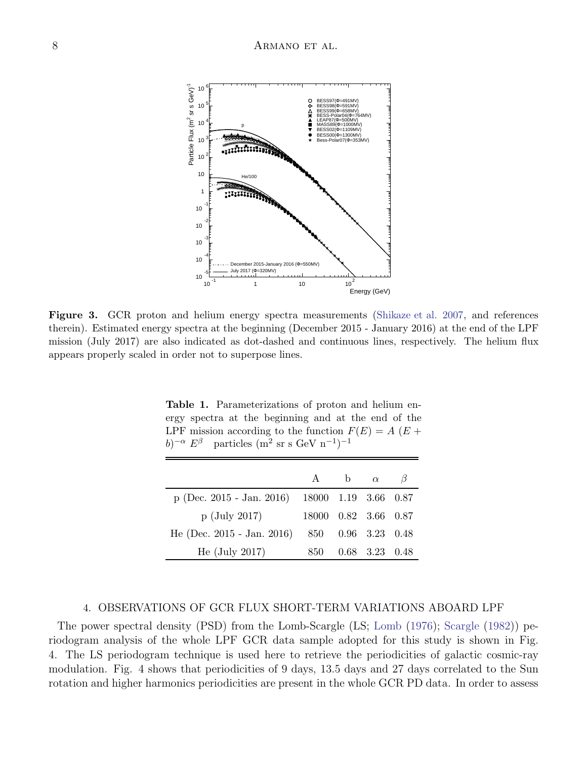**Figure 3.** GCR proton and helium energy spectra measurements (Shikaze et al. 2007, and references therein). Estimated energy spectra at the beginning (December 2015 - January 2016) at the end of the LPF mission (July 2017) are also indicated as dot-dashed and continuous lines, respectively. The helium flux appears properly scaled in order not to superpose lines.

**Table 1.** Parameterizations of proton and helium energy spectra at the beginning and at the end of the LPF mission according to the function $F(E) = A\ (E + b)^{-\alpha}\ E^{\beta}$ particles $(\mathrm{m}^2\ \mathrm{sr\ s\ GeV\ n}^{-1})^{-1}$

| | A | b | $\alpha$ | $\beta$ |
|---|---|---|---|---|
| p (Dec. 2015 - Jan. 2016) | 18000 | 1.19 | 3.66 | 0.87 |
| p (July 2017) | 18000 | 0.82 | 3.66 | 0.87 |
| He (Dec. 2015 - Jan. 2016) | 850 | 0.96 | 3.23 | 0.48 |
| He (July 2017) | 850 | 0.68 | 3.23 | 0.48 |

## 4. OBSERVATIONS OF GCR FLUX SHORT-TERM VARIATIONS ABOARD LPF

The power spectral density (PSD) from the Lomb-Scargle (LS; Lomb (1976); Scargle (1982)) periodogram analysis of the whole LPF GCR data sample adopted for this study is shown in Fig. 4. The LS periodogram technique is used here to retrieve the periodicities of galactic cosmic-ray modulation. Fig. 4 shows that periodicities of 9 days, 13.5 days and 27 days correlated to the Sun rotation and higher harmonics periodicities are present in the whole GCR PD data. In order to assess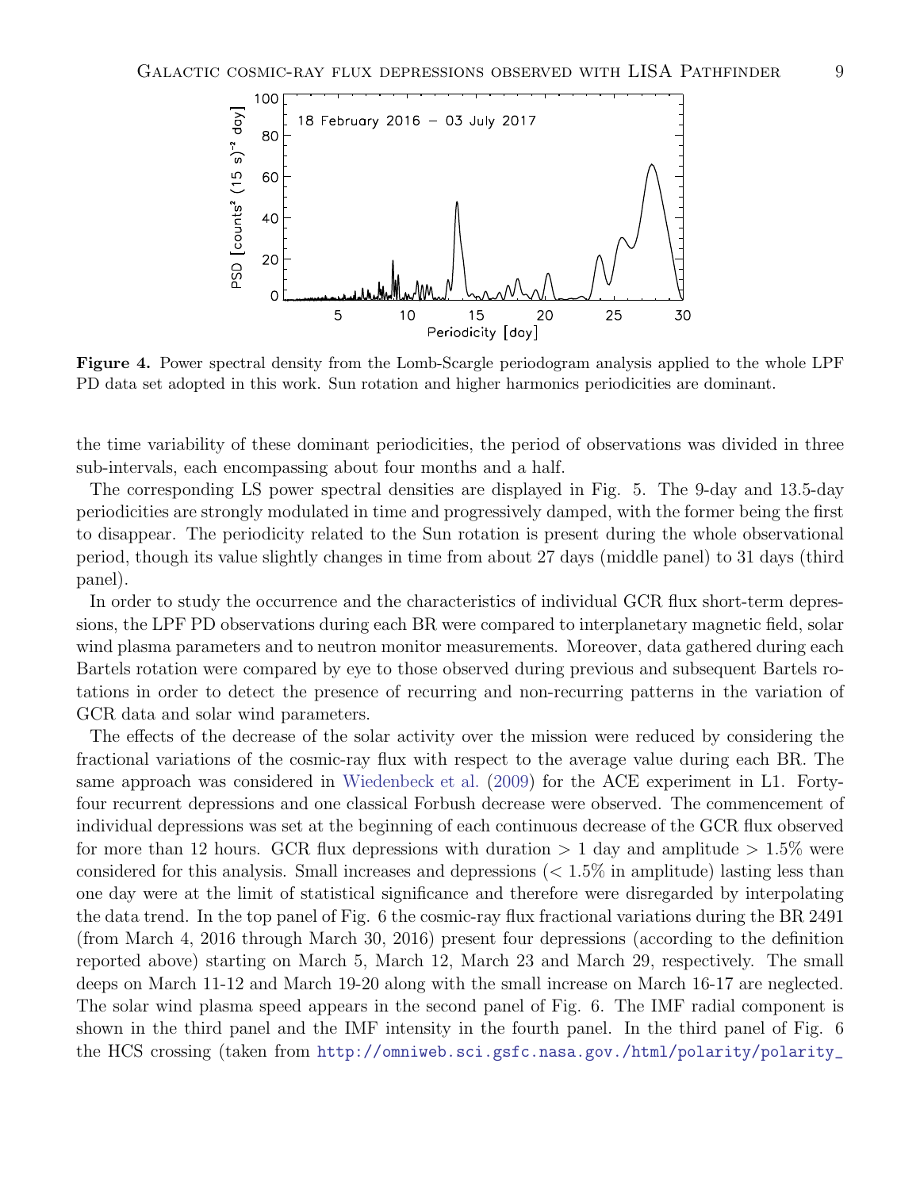**Figure 4.** Power spectral density from the Lomb-Scargle periodogram analysis applied to the whole LPF PD data set adopted in this work. Sun rotation and higher harmonics periodicities are dominant.

the time variability of these dominant periodicities, the period of observations was divided in three sub-intervals, each encompassing about four months and a half.

The corresponding LS power spectral densities are displayed in Fig. 5. The 9-day and 13.5-day periodicities are strongly modulated in time and progressively damped, with the former being the first to disappear. The periodicity related to the Sun rotation is present during the whole observational period, though its value slightly changes in time from about 27 days (middle panel) to 31 days (third panel).

In order to study the occurrence and the characteristics of individual GCR flux short-term depressions, the LPF PD observations during each BR were compared to interplanetary magnetic field, solar wind plasma parameters and to neutron monitor measurements. Moreover, data gathered during each Bartels rotation were compared by eye to those observed during previous and subsequent Bartels rotations in order to detect the presence of recurring and non-recurring patterns in the variation of GCR data and solar wind parameters.

The effects of the decrease of the solar activity over the mission were reduced by considering the fractional variations of the cosmic-ray flux with respect to the average value during each BR. The same approach was considered in Wiedenbeck et al. (2009) for the ACE experiment in L1. Forty-four recurrent depressions and one classical Forbush decrease were observed. The commencement of individual depressions was set at the beginning of each continuous decrease of the GCR flux observed for more than 12 hours. GCR flux depressions with duration $> 1$ day and amplitude $> 1.5\%$ were considered for this analysis. Small increases and depressions ($< 1.5\%$ in amplitude) lasting less than one day were at the limit of statistical significance and therefore were disregarded by interpolating the data trend. In the top panel of Fig. 6 the cosmic-ray flux fractional variations during the BR 2491 (from March 4, 2016 through March 30, 2016) present four depressions (according to the definition reported above) starting on March 5, March 12, March 23 and March 29, respectively. The small deeps on March 11-12 and March 19-20 along with the small increase on March 16-17 are neglected. The solar wind plasma speed appears in the second panel of Fig. 6. The IMF radial component is shown in the third panel and the IMF intensity in the fourth panel. In the third panel of Fig. 6 the HCS crossing (taken from http://omniweb.sci.gsfc.nasa.gov./html/polarity/polarity_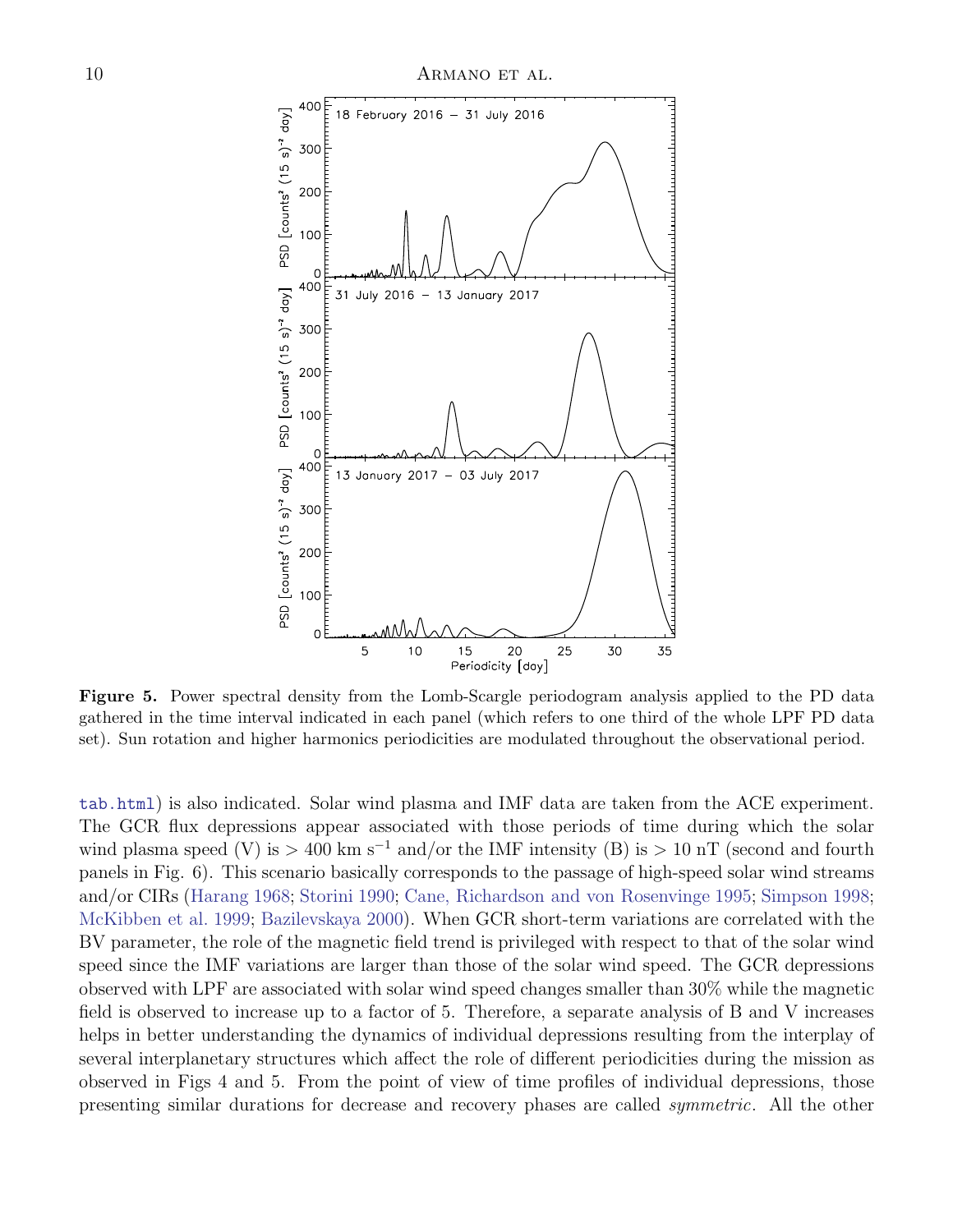**Figure 5.** Power spectral density from the Lomb-Scargle periodogram analysis applied to the PD data gathered in the time interval indicated in each panel (which refers to one third of the whole LPF PD data set). Sun rotation and higher harmonics periodicities are modulated throughout the observational period.

tab.html) is also indicated. Solar wind plasma and IMF data are taken from the ACE experiment. The GCR flux depressions appear associated with those periods of time during which the solar wind plasma speed (V) is $> 400$ km s$^{-1}$ and/or the IMF intensity (B) is $> 10$ nT (second and fourth panels in Fig. 6). This scenario basically corresponds to the passage of high-speed solar wind streams and/or CIRs (Harang 1968; Storini 1990; Cane, Richardson and von Rosenvinge 1995; Simpson 1998; McKibben et al. 1999; Bazilevskaya 2000). When GCR short-term variations are correlated with the BV parameter, the role of the magnetic field trend is privileged with respect to that of the solar wind speed since the IMF variations are larger than those of the solar wind speed. The GCR depressions observed with LPF are associated with solar wind speed changes smaller than 30% while the magnetic field is observed to increase up to a factor of 5. Therefore, a separate analysis of B and V increases helps in better understanding the dynamics of individual depressions resulting from the interplay of several interplanetary structures which affect the role of different periodicities during the mission as observed in Figs 4 and 5. From the point of view of time profiles of individual depressions, those presenting similar durations for decrease and recovery phases are called *symmetric*. All the other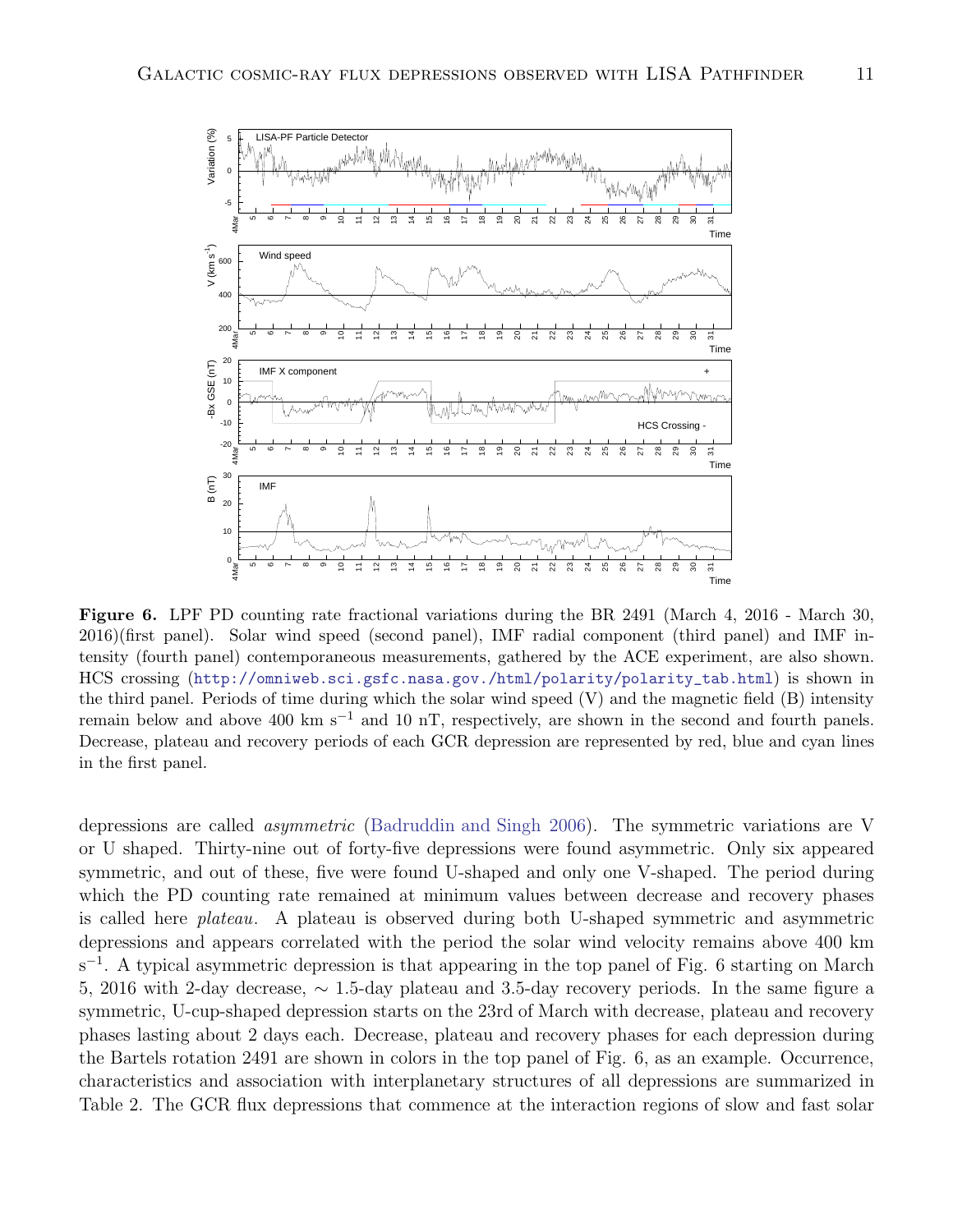**Figure 6.** LPF PD counting rate fractional variations during the BR 2491 (March 4, 2016 - March 30, 2016)(first panel). Solar wind speed (second panel), IMF radial component (third panel) and IMF intensity (fourth panel) contemporaneous measurements, gathered by the ACE experiment, are also shown. HCS crossing (http://omniweb.sci.gsfc.nasa.gov./html/polarity/polarity_tab.html) is shown in the third panel. Periods of time during which the solar wind speed (V) and the magnetic field (B) intensity remain below and above 400 km s$^{-1}$ and 10 nT, respectively, are shown in the second and fourth panels. Decrease, plateau and recovery periods of each GCR depression are represented by red, blue and cyan lines in the first panel.

depressions are called *asymmetric* (Badruddin and Singh 2006). The symmetric variations are V or U shaped. Thirty-nine out of forty-five depressions were found asymmetric. Only six appeared symmetric, and out of these, five were found U-shaped and only one V-shaped. The period during which the PD counting rate remained at minimum values between decrease and recovery phases is called here *plateau*. A plateau is observed during both U-shaped symmetric and asymmetric depressions and appears correlated with the period the solar wind velocity remains above 400 km s$^{-1}$. A typical asymmetric depression is that appearing in the top panel of Fig. 6 starting on March 5, 2016 with 2-day decrease, $\sim$ 1.5-day plateau and 3.5-day recovery periods. In the same figure a symmetric, U-cup-shaped depression starts on the 23rd of March with decrease, plateau and recovery phases lasting about 2 days each. Decrease, plateau and recovery phases for each depression during the Bartels rotation 2491 are shown in colors in the top panel of Fig. 6, as an example. Occurrence, characteristics and association with interplanetary structures of all depressions are summarized in Table 2. The GCR flux depressions that commence at the interaction regions of slow and fast solar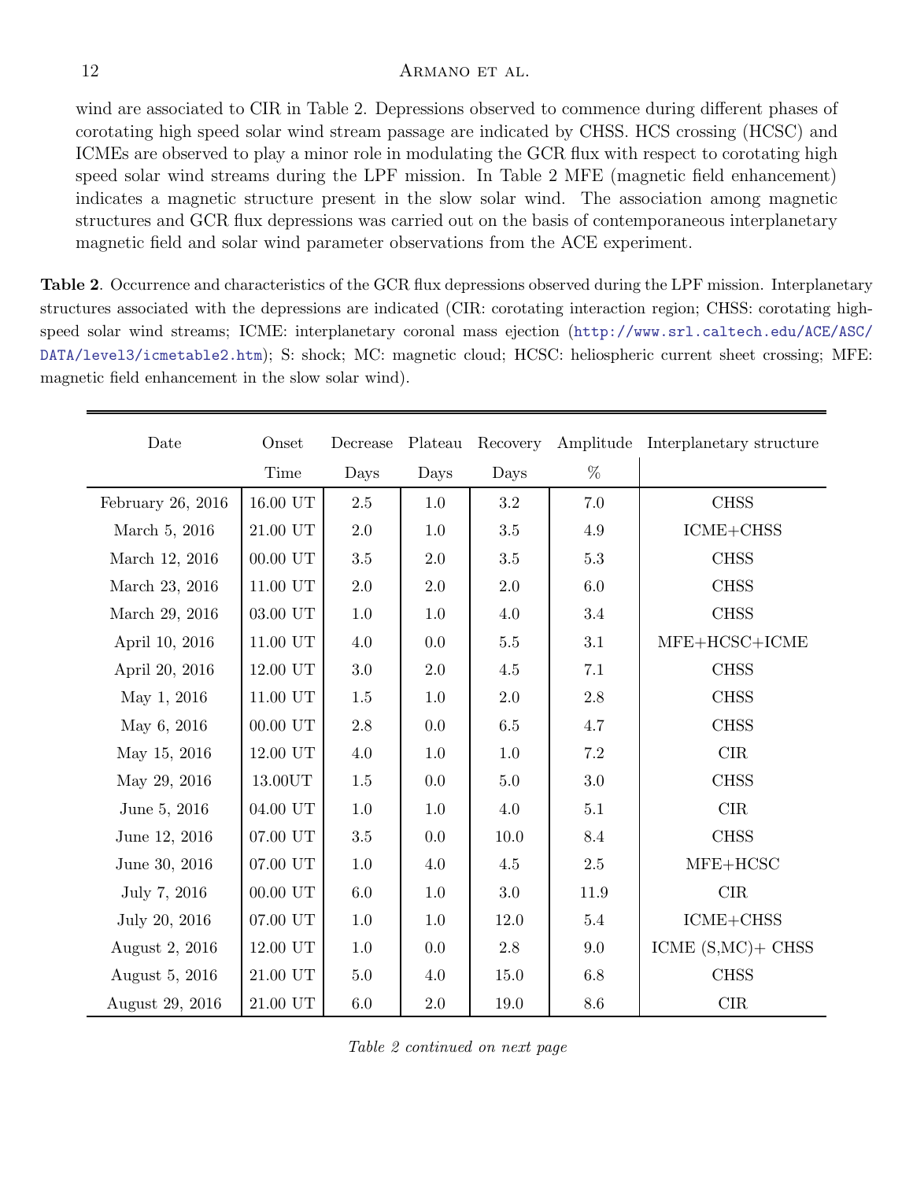wind are associated to CIR in Table 2. Depressions observed to commence during different phases of corotating high speed solar wind stream passage are indicated by CHSS. HCS crossing (HCSC) and ICMEs are observed to play a minor role in modulating the GCR flux with respect to corotating high speed solar wind streams during the LPF mission. In Table 2 MFE (magnetic field enhancement) indicates a magnetic structure present in the slow solar wind. The association among magnetic structures and GCR flux depressions was carried out on the basis of contemporaneous interplanetary magnetic field and solar wind parameter observations from the ACE experiment.

**Table 2**. Occurrence and characteristics of the GCR flux depressions observed during the LPF mission. Interplanetary structures associated with the depressions are indicated (CIR: corotating interaction region; CHSS: corotating high-speed solar wind streams; ICME: interplanetary coronal mass ejection (http://www.srl.caltech.edu/ACE/ASC/DATA/level3/icmetable2.htm); S: shock; MC: magnetic cloud; HCSC: heliospheric current sheet crossing; MFE: magnetic field enhancement in the slow solar wind).

| Date | Onset Time | Decrease Days | Plateau Days | Recovery Days | Amplitude % | Interplanetary structure |
|---|---|---|---|---|---|---|
| February 26, 2016 | 16.00 UT | 2.5 | 1.0 | 3.2 | 7.0 | CHSS |
| March 5, 2016 | 21.00 UT | 2.0 | 1.0 | 3.5 | 4.9 | ICME+CHSS |
| March 12, 2016 | 00.00 UT | 3.5 | 2.0 | 3.5 | 5.3 | CHSS |
| March 23, 2016 | 11.00 UT | 2.0 | 2.0 | 2.0 | 6.0 | CHSS |
| March 29, 2016 | 03.00 UT | 1.0 | 1.0 | 4.0 | 3.4 | CHSS |
| April 10, 2016 | 11.00 UT | 4.0 | 0.0 | 5.5 | 3.1 | MFE+HCSC+ICME |
| April 20, 2016 | 12.00 UT | 3.0 | 2.0 | 4.5 | 7.1 | CHSS |
| May 1, 2016 | 11.00 UT | 1.5 | 1.0 | 2.0 | 2.8 | CHSS |
| May 6, 2016 | 00.00 UT | 2.8 | 0.0 | 6.5 | 4.7 | CHSS |
| May 15, 2016 | 12.00 UT | 4.0 | 1.0 | 1.0 | 7.2 | CIR |
| May 29, 2016 | 13.00UT | 1.5 | 0.0 | 5.0 | 3.0 | CHSS |
| June 5, 2016 | 04.00 UT | 1.0 | 1.0 | 4.0 | 5.1 | CIR |
| June 12, 2016 | 07.00 UT | 3.5 | 0.0 | 10.0 | 8.4 | CHSS |
| June 30, 2016 | 07.00 UT | 1.0 | 4.0 | 4.5 | 2.5 | MFE+HCSC |
| July 7, 2016 | 00.00 UT | 6.0 | 1.0 | 3.0 | 11.9 | CIR |
| July 20, 2016 | 07.00 UT | 1.0 | 1.0 | 12.0 | 5.4 | ICME+CHSS |
| August 2, 2016 | 12.00 UT | 1.0 | 0.0 | 2.8 | 9.0 | ICME (S,MC)+ CHSS |
| August 5, 2016 | 21.00 UT | 5.0 | 4.0 | 15.0 | 6.8 | CHSS |
| August 29, 2016 | 21.00 UT | 6.0 | 2.0 | 19.0 | 8.6 | CIR |

*Table 2 continued on next page*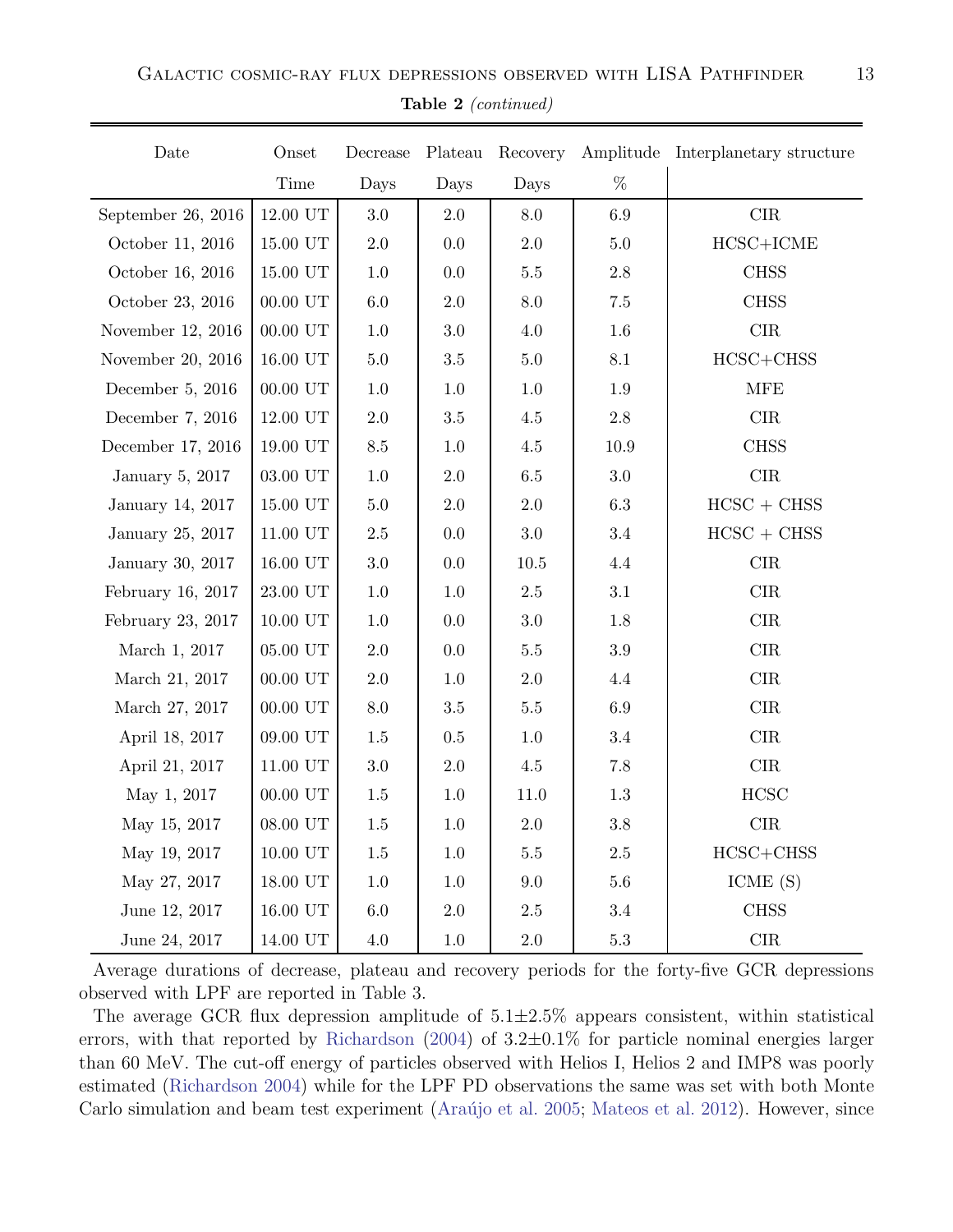**Table 2** *(continued)*

| Date | Onset Time | Decrease Days | Plateau Days | Recovery Days | Amplitude % | Interplanetary structure |
|---|---|---|---|---|---|---|
| September 26, 2016 | 12.00 UT | 3.0 | 2.0 | 8.0 | 6.9 | CIR |
| October 11, 2016 | 15.00 UT | 2.0 | 0.0 | 2.0 | 5.0 | HCSC+ICME |
| October 16, 2016 | 15.00 UT | 1.0 | 0.0 | 5.5 | 2.8 | CHSS |
| October 23, 2016 | 00.00 UT | 6.0 | 2.0 | 8.0 | 7.5 | CHSS |
| November 12, 2016 | 00.00 UT | 1.0 | 3.0 | 4.0 | 1.6 | CIR |
| November 20, 2016 | 16.00 UT | 5.0 | 3.5 | 5.0 | 8.1 | HCSC+CHSS |
| December 5, 2016 | 00.00 UT | 1.0 | 1.0 | 1.0 | 1.9 | MFE |
| December 7, 2016 | 12.00 UT | 2.0 | 3.5 | 4.5 | 2.8 | CIR |
| December 17, 2016 | 19.00 UT | 8.5 | 1.0 | 4.5 | 10.9 | CHSS |
| January 5, 2017 | 03.00 UT | 1.0 | 2.0 | 6.5 | 3.0 | CIR |
| January 14, 2017 | 15.00 UT | 5.0 | 2.0 | 2.0 | 6.3 | HCSC + CHSS |
| January 25, 2017 | 11.00 UT | 2.5 | 0.0 | 3.0 | 3.4 | HCSC + CHSS |
| January 30, 2017 | 16.00 UT | 3.0 | 0.0 | 10.5 | 4.4 | CIR |
| February 16, 2017 | 23.00 UT | 1.0 | 1.0 | 2.5 | 3.1 | CIR |
| February 23, 2017 | 10.00 UT | 1.0 | 0.0 | 3.0 | 1.8 | CIR |
| March 1, 2017 | 05.00 UT | 2.0 | 0.0 | 5.5 | 3.9 | CIR |
| March 21, 2017 | 00.00 UT | 2.0 | 1.0 | 2.0 | 4.4 | CIR |
| March 27, 2017 | 00.00 UT | 8.0 | 3.5 | 5.5 | 6.9 | CIR |
| April 18, 2017 | 09.00 UT | 1.5 | 0.5 | 1.0 | 3.4 | CIR |
| April 21, 2017 | 11.00 UT | 3.0 | 2.0 | 4.5 | 7.8 | CIR |
| May 1, 2017 | 00.00 UT | 1.5 | 1.0 | 11.0 | 1.3 | HCSC |
| May 15, 2017 | 08.00 UT | 1.5 | 1.0 | 2.0 | 3.8 | CIR |
| May 19, 2017 | 10.00 UT | 1.5 | 1.0 | 5.5 | 2.5 | HCSC+CHSS |
| May 27, 2017 | 18.00 UT | 1.0 | 1.0 | 9.0 | 5.6 | ICME (S) |
| June 12, 2017 | 16.00 UT | 6.0 | 2.0 | 2.5 | 3.4 | CHSS |
| June 24, 2017 | 14.00 UT | 4.0 | 1.0 | 2.0 | 5.3 | CIR |

Average durations of decrease, plateau and recovery periods for the forty-five GCR depressions observed with LPF are reported in Table 3.

The average GCR flux depression amplitude of 5.1±2.5% appears consistent, within statistical errors, with that reported by Richardson (2004) of 3.2±0.1% for particle nominal energies larger than 60 MeV. The cut-off energy of particles observed with Helios I, Helios 2 and IMP8 was poorly estimated (Richardson 2004) while for the LPF PD observations the same was set with both Monte Carlo simulation and beam test experiment (Araújo et al. 2005; Mateos et al. 2012). However, since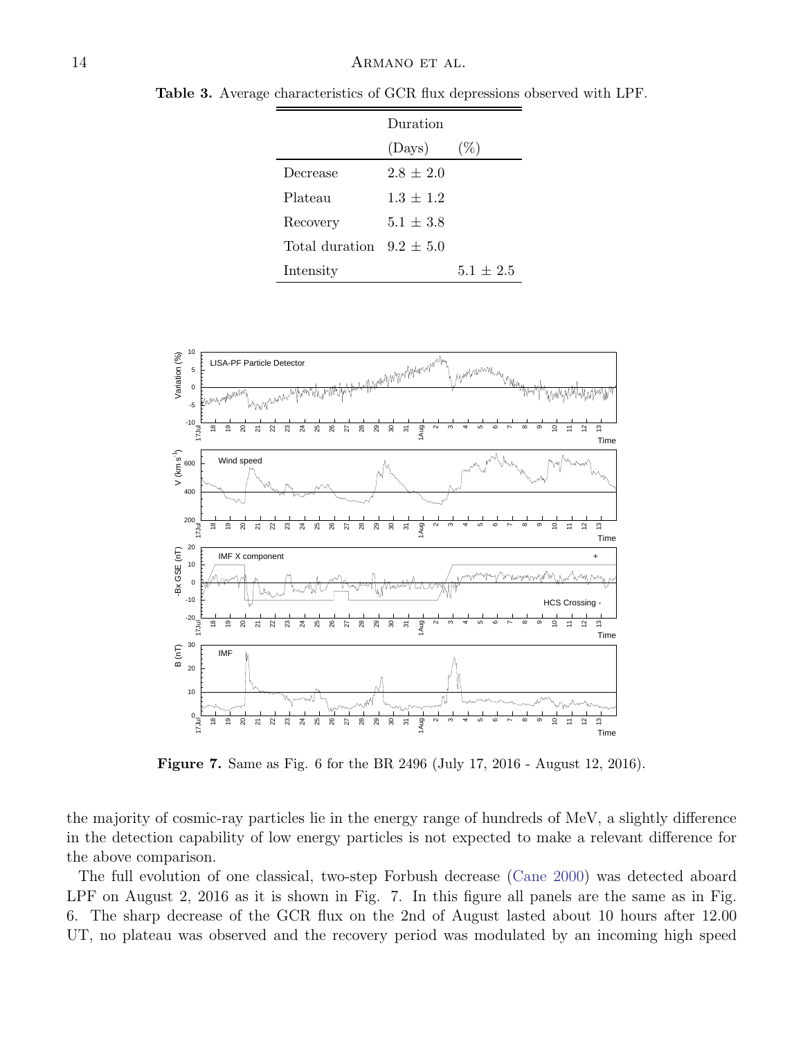**Table 3.** Average characteristics of GCR flux depressions observed with LPF.

| | Duration (Days) | (%) |
|---|---|---|
| Decrease | $2.8 \pm 2.0$ | |
| Plateau | $1.3 \pm 1.2$ | |
| Recovery | $5.1 \pm 3.8$ | |
| Total duration | $9.2 \pm 5.0$ | |
| Intensity | | $5.1 \pm 2.5$ |

**Figure 7.** Same as Fig. 6 for the BR 2496 (July 17, 2016 - August 12, 2016).

the majority of cosmic-ray particles lie in the energy range of hundreds of MeV, a slightly difference in the detection capability of low energy particles is not expected to make a relevant difference for the above comparison.

The full evolution of one classical, two-step Forbush decrease (Cane 2000) was detected aboard LPF on August 2, 2016 as it is shown in Fig. 7. In this figure all panels are the same as in Fig. 6. The sharp decrease of the GCR flux on the 2nd of August lasted about 10 hours after 12.00 UT, no plateau was observed and the recovery period was modulated by an incoming high speed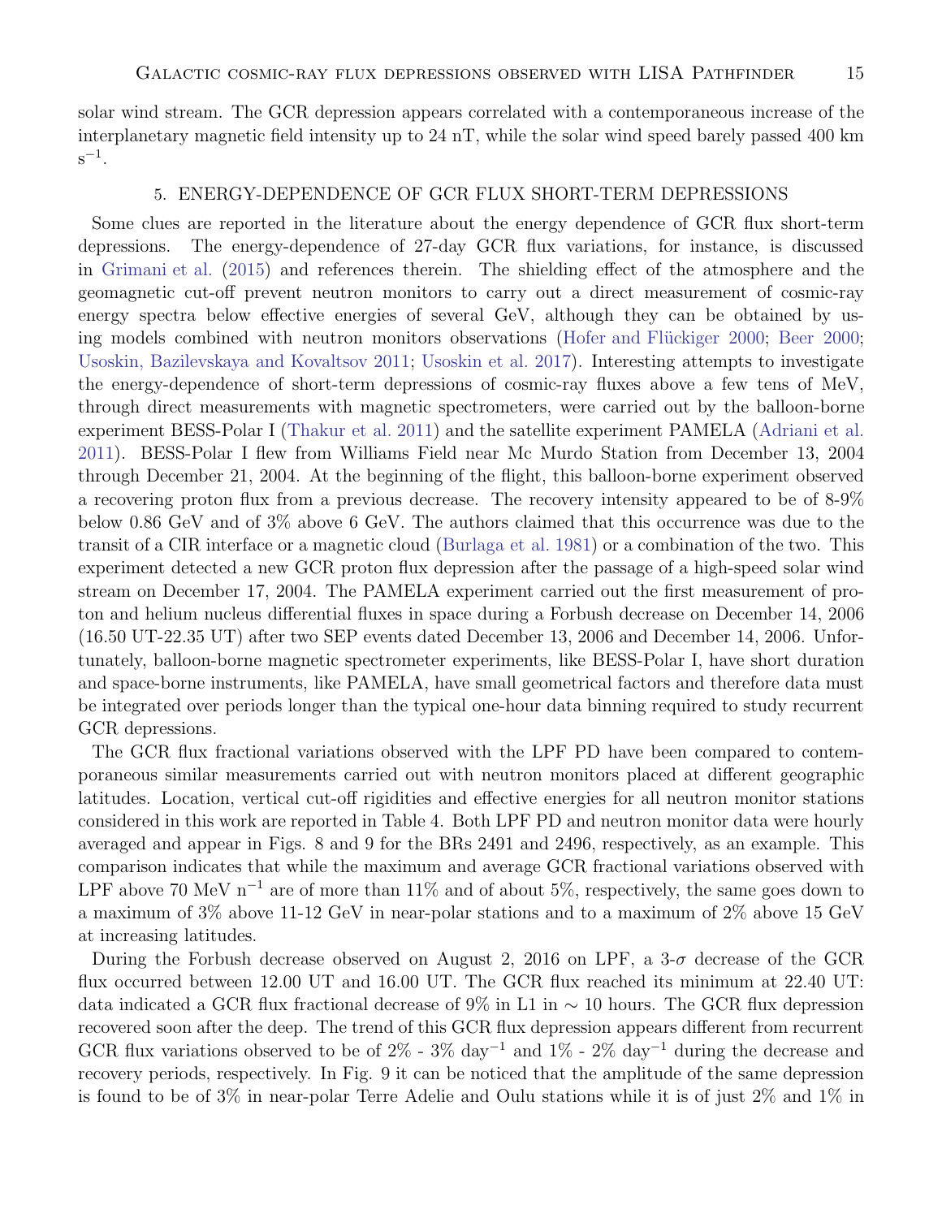solar wind stream. The GCR depression appears correlated with a contemporaneous increase of the interplanetary magnetic field intensity up to 24 nT, while the solar wind speed barely passed 400 km $s^{-1}$.

## 5. ENERGY-DEPENDENCE OF GCR FLUX SHORT-TERM DEPRESSIONS

Some clues are reported in the literature about the energy dependence of GCR flux short-term depressions. The energy-dependence of 27-day GCR flux variations, for instance, is discussed in Grimani et al. (2015) and references therein. The shielding effect of the atmosphere and the geomagnetic cut-off prevent neutron monitors to carry out a direct measurement of cosmic-ray energy spectra below effective energies of several GeV, although they can be obtained by using models combined with neutron monitors observations (Hofer and Flückiger 2000; Beer 2000; Usoskin, Bazilevskaya and Kovaltsov 2011; Usoskin et al. 2017). Interesting attempts to investigate the energy-dependence of short-term depressions of cosmic-ray fluxes above a few tens of MeV, through direct measurements with magnetic spectrometers, were carried out by the balloon-borne experiment BESS-Polar I (Thakur et al. 2011) and the satellite experiment PAMELA (Adriani et al. 2011). BESS-Polar I flew from Williams Field near Mc Murdo Station from December 13, 2004 through December 21, 2004. At the beginning of the flight, this balloon-borne experiment observed a recovering proton flux from a previous decrease. The recovery intensity appeared to be of 8-9% below 0.86 GeV and of 3% above 6 GeV. The authors claimed that this occurrence was due to the transit of a CIR interface or a magnetic cloud (Burlaga et al. 1981) or a combination of the two. This experiment detected a new GCR proton flux depression after the passage of a high-speed solar wind stream on December 17, 2004. The PAMELA experiment carried out the first measurement of proton and helium nucleus differential fluxes in space during a Forbush decrease on December 14, 2006 (16.50 UT-22.35 UT) after two SEP events dated December 13, 2006 and December 14, 2006. Unfortunately, balloon-borne magnetic spectrometer experiments, like BESS-Polar I, have short duration and space-borne instruments, like PAMELA, have small geometrical factors and therefore data must be integrated over periods longer than the typical one-hour data binning required to study recurrent GCR depressions.

The GCR flux fractional variations observed with the LPF PD have been compared to contemporaneous similar measurements carried out with neutron monitors placed at different geographic latitudes. Location, vertical cut-off rigidities and effective energies for all neutron monitor stations considered in this work are reported in Table 4. Both LPF PD and neutron monitor data were hourly averaged and appear in Figs. 8 and 9 for the BRs 2491 and 2496, respectively, as an example. This comparison indicates that while the maximum and average GCR fractional variations observed with LPF above 70 MeV $n^{-1}$ are of more than 11% and of about 5%, respectively, the same goes down to a maximum of 3% above 11-12 GeV in near-polar stations and to a maximum of 2% above 15 GeV at increasing latitudes.

During the Forbush decrease observed on August 2, 2016 on LPF, a 3-$\sigma$ decrease of the GCR flux occurred between 12.00 UT and 16.00 UT. The GCR flux reached its minimum at 22.40 UT: data indicated a GCR flux fractional decrease of 9% in L1 in $\sim$ 10 hours. The GCR flux depression recovered soon after the deep. The trend of this GCR flux depression appears different from recurrent GCR flux variations observed to be of 2% - 3% $\text{day}^{-1}$ and 1% - 2% $\text{day}^{-1}$ during the decrease and recovery periods, respectively. In Fig. 9 it can be noticed that the amplitude of the same depression is found to be of 3% in near-polar Terre Adelie and Oulu stations while it is of just 2% and 1% in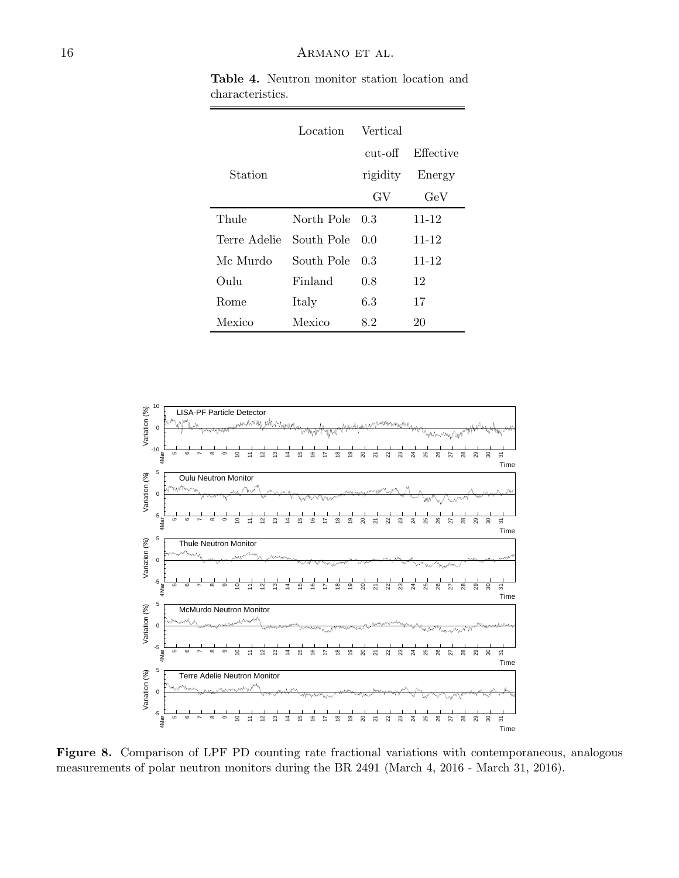**Table 4.** Neutron monitor station location and characteristics.

| Station | Location | Vertical cut-off rigidity GV | Effective Energy GeV |
|---|---|---|---|
| Thule | North Pole | 0.3 | 11-12 |
| Terre Adelie | South Pole | 0.0 | 11-12 |
| Mc Murdo | South Pole | 0.3 | 11-12 |
| Oulu | Finland | 0.8 | 12 |
| Rome | Italy | 6.3 | 17 |
| Mexico | Mexico | 8.2 | 20 |

**Figure 8.** Comparison of LPF PD counting rate fractional variations with contemporaneous, analogous measurements of polar neutron monitors during the BR 2491 (March 4, 2016 - March 31, 2016).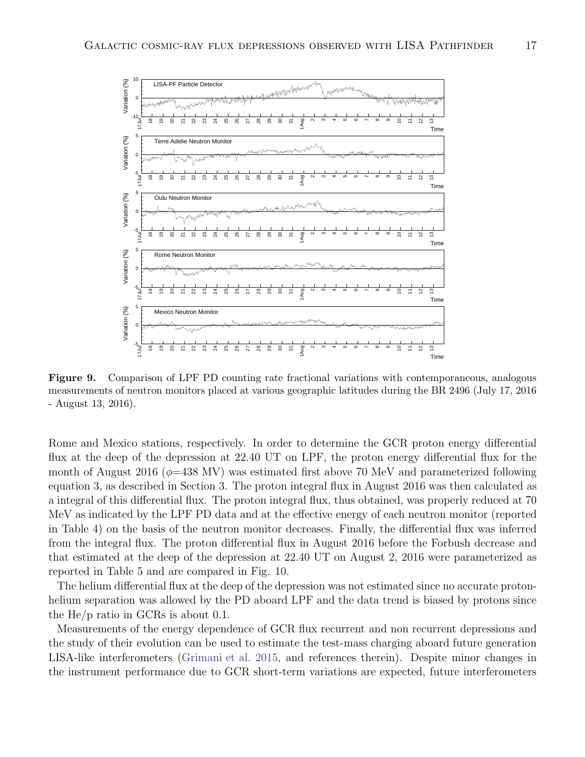**Figure 9.** Comparison of LPF PD counting rate fractional variations with contemporaneous, analogous measurements of neutron monitors placed at various geographic latitudes during the BR 2496 (July 17, 2016 - August 13, 2016).

Rome and Mexico stations, respectively. In order to determine the GCR proton energy differential flux at the deep of the depression at 22.40 UT on LPF, the proton energy differential flux for the month of August 2016 ($\phi$=438 MV) was estimated first above 70 MeV and parameterized following equation 3, as described in Section 3. The proton integral flux in August 2016 was then calculated as a integral of this differential flux. The proton integral flux, thus obtained, was properly reduced at 70 MeV as indicated by the LPF PD data and at the effective energy of each neutron monitor (reported in Table 4) on the basis of the neutron monitor decreases. Finally, the differential flux was inferred from the integral flux. The proton differential flux in August 2016 before the Forbush decrease and that estimated at the deep of the depression at 22.40 UT on August 2, 2016 were parameterized as reported in Table 5 and are compared in Fig. 10.

The helium differential flux at the deep of the depression was not estimated since no accurate proton-helium separation was allowed by the PD aboard LPF and the data trend is biased by protons since the He/p ratio in GCRs is about 0.1.

Measurements of the energy dependence of GCR flux recurrent and non recurrent depressions and the study of their evolution can be used to estimate the test-mass charging aboard future generation LISA-like interferometers (Grimani et al. 2015, and references therein). Despite minor changes in the instrument performance due to GCR short-term variations are expected, future interferometers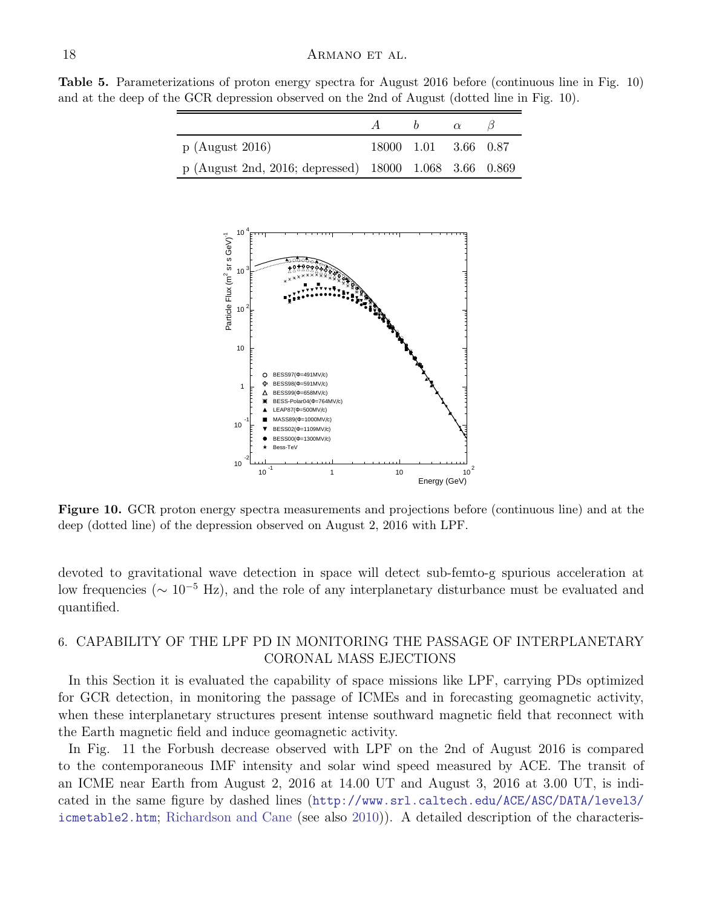**Table 5.** Parameterizations of proton energy spectra for August 2016 before (continuous line in Fig. 10) and at the deep of the GCR depression observed on the 2nd of August (dotted line in Fig. 10).

| | $A$ | $b$ | $\alpha$ | $\beta$ |
|---|---|---|---|---|
| p (August 2016) | 18000 | 1.01 | 3.66 | 0.87 |
| p (August 2nd, 2016; depressed) | 18000 | 1.068 | 3.66 | 0.869 |

**Figure 10.** GCR proton energy spectra measurements and projections before (continuous line) and at the deep (dotted line) of the depression observed on August 2, 2016 with LPF.

devoted to gravitational wave detection in space will detect sub-femto-g spurious acceleration at low frequencies ($\sim 10^{-5}$ Hz), and the role of any interplanetary disturbance must be evaluated and quantified.

## 6. CAPABILITY OF THE LPF PD IN MONITORING THE PASSAGE OF INTERPLANETARY CORONAL MASS EJECTIONS

In this Section it is evaluated the capability of space missions like LPF, carrying PDs optimized for GCR detection, in monitoring the passage of ICMEs and in forecasting geomagnetic activity, when these interplanetary structures present intense southward magnetic field that reconnect with the Earth magnetic field and induce geomagnetic activity.

In Fig. 11 the Forbush decrease observed with LPF on the 2nd of August 2016 is compared to the contemporaneous IMF intensity and solar wind speed measured by ACE. The transit of an ICME near Earth from August 2, 2016 at 14.00 UT and August 3, 2016 at 3.00 UT, is indicated in the same figure by dashed lines (http://www.srl.caltech.edu/ACE/ASC/DATA/level3/icmetable2.htm; Richardson and Cane (see also 2010)). A detailed description of the characteris-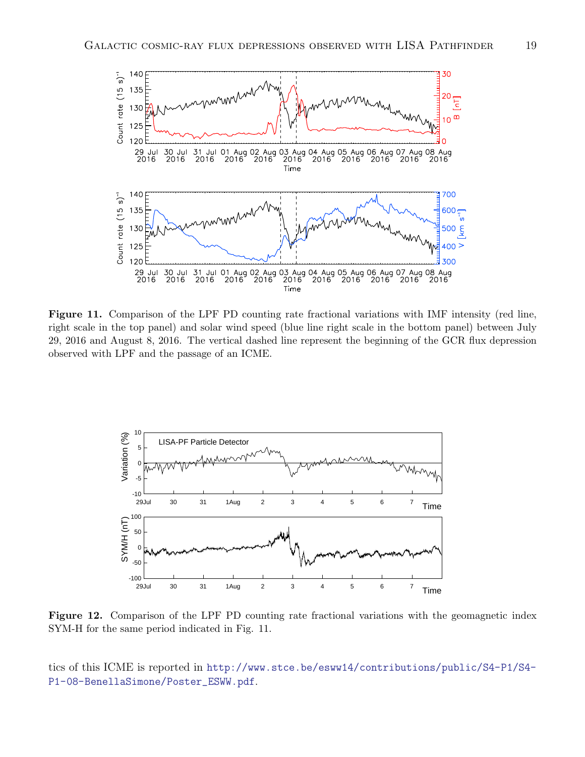**Figure 11.** Comparison of the LPF PD counting rate fractional variations with IMF intensity (red line, right scale in the top panel) and solar wind speed (blue line right scale in the bottom panel) between July 29, 2016 and August 8, 2016. The vertical dashed line represent the beginning of the GCR flux depression observed with LPF and the passage of an ICME.

**Figure 12.** Comparison of the LPF PD counting rate fractional variations with the geomagnetic index SYM-H for the same period indicated in Fig. 11.

tics of this ICME is reported in http://www.stce.be/esww14/contributions/public/S4-P1/S4-P1-08-BenellaSimone/Poster_ESWW.pdf.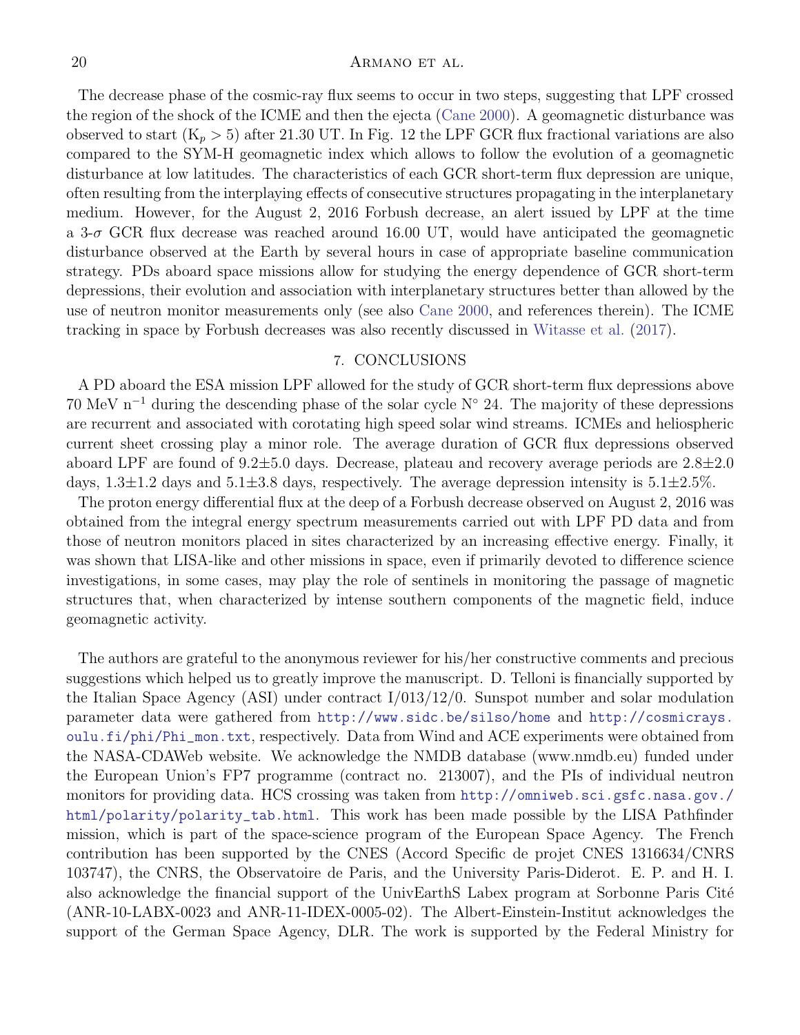The decrease phase of the cosmic-ray flux seems to occur in two steps, suggesting that LPF crossed the region of the shock of the ICME and then the ejecta (Cane 2000). A geomagnetic disturbance was observed to start ($K_p > 5$) after 21.30 UT. In Fig. 12 the LPF GCR flux fractional variations are also compared to the SYM-H geomagnetic index which allows to follow the evolution of a geomagnetic disturbance at low latitudes. The characteristics of each GCR short-term flux depression are unique, often resulting from the interplaying effects of consecutive structures propagating in the interplanetary medium. However, for the August 2, 2016 Forbush decrease, an alert issued by LPF at the time a 3-$\sigma$ GCR flux decrease was reached around 16.00 UT, would have anticipated the geomagnetic disturbance observed at the Earth by several hours in case of appropriate baseline communication strategy. PDs aboard space missions allow for studying the energy dependence of GCR short-term depressions, their evolution and association with interplanetary structures better than allowed by the use of neutron monitor measurements only (see also Cane 2000, and references therein). The ICME tracking in space by Forbush decreases was also recently discussed in Witasse et al. (2017).

## 7. CONCLUSIONS

A PD aboard the ESA mission LPF allowed for the study of GCR short-term flux depressions above 70 MeV $n^{-1}$ during the descending phase of the solar cycle N° 24. The majority of these depressions are recurrent and associated with corotating high speed solar wind streams. ICMEs and heliospheric current sheet crossing play a minor role. The average duration of GCR flux depressions observed aboard LPF are found of 9.2±5.0 days. Decrease, plateau and recovery average periods are 2.8±2.0 days, 1.3±1.2 days and 5.1±3.8 days, respectively. The average depression intensity is 5.1±2.5%.

The proton energy differential flux at the deep of a Forbush decrease observed on August 2, 2016 was obtained from the integral energy spectrum measurements carried out with LPF PD data and from those of neutron monitors placed in sites characterized by an increasing effective energy. Finally, it was shown that LISA-like and other missions in space, even if primarily devoted to difference science investigations, in some cases, may play the role of sentinels in monitoring the passage of magnetic structures that, when characterized by intense southern components of the magnetic field, induce geomagnetic activity.

The authors are grateful to the anonymous reviewer for his/her constructive comments and precious suggestions which helped us to greatly improve the manuscript. D. Telloni is financially supported by the Italian Space Agency (ASI) under contract I/013/12/0. Sunspot number and solar modulation parameter data were gathered from http://www.sidc.be/silso/home and http://cosmicrays.oulu.fi/phi/Phi_mon.txt, respectively. Data from Wind and ACE experiments were obtained from the NASA-CDAWeb website. We acknowledge the NMDB database (www.nmdb.eu) funded under the European Union's FP7 programme (contract no. 213007), and the PIs of individual neutron monitors for providing data. HCS crossing was taken from http://omniweb.sci.gsfc.nasa.gov./html/polarity/polarity_tab.html. This work has been made possible by the LISA Pathfinder mission, which is part of the space-science program of the European Space Agency. The French contribution has been supported by the CNES (Accord Specific de projet CNES 1316634/CNRS 103747), the CNRS, the Observatoire de Paris, and the University Paris-Diderot. E. P. and H. I. also acknowledge the financial support of the UnivEarthS Labex program at Sorbonne Paris Cité (ANR-10-LABX-0023 and ANR-11-IDEX-0005-02). The Albert-Einstein-Institut acknowledges the support of the German Space Agency, DLR. The work is supported by the Federal Ministry for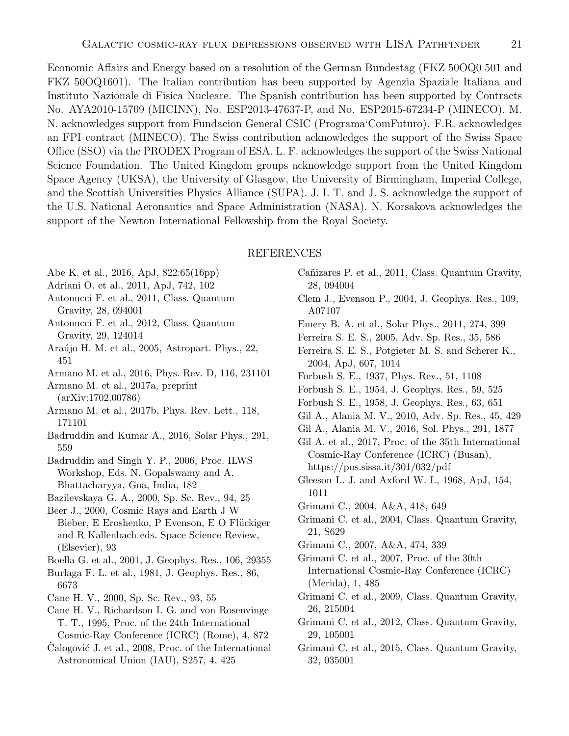Economic Affairs and Energy based on a resolution of the German Bundestag (FKZ 50OQ0 501 and FKZ 50OQ1601). The Italian contribution has been supported by Agenzia Spaziale Italiana and Instituto Nazionale di Fisica Nucleare. The Spanish contribution has been supported by Contracts No. AYA2010-15709 (MICINN), No. ESP2013-47637-P, and No. ESP2015-67234-P (MINECO). M. N. acknowledges support from Fundacion General CSIC (Programa'ComFuturo). F.R. acknowledges an FPI contract (MINECO). The Swiss contribution acknowledges the support of the Swiss Space Office (SSO) via the PRODEX Program of ESA. L. F. acknowledges the support of the Swiss National Science Foundation. The United Kingdom groups acknowledge support from the United Kingdom Space Agency (UKSA), the University of Glasgow, the University of Birmingham, Imperial College, and the Scottish Universities Physics Alliance (SUPA). J. I. T. and J. S. acknowledge the support of the U.S. National Aeronautics and Space Administration (NASA). N. Korsakova acknowledges the support of the Newton International Fellowship from the Royal Society.

## REFERENCES

Abe K. et al., 2016, ApJ, 822:65(16pp)

Adriani O. et al., 2011, ApJ, 742, 102

Antonucci F. et al., 2011, Class. Quantum Gravity, 28, 094001

Antonucci F. et al., 2012, Class. Quantum Gravity, 29, 124014

Araújo H. M. et al., 2005, Astropart. Phys., 22, 451

Armano M. et al., 2016, Phys. Rev. D, 116, 231101

Armano M. et al., 2017a, preprint (arXiv:1702.00786)

Armano M. et al., 2017b, Phys. Rev. Lett., 118, 171101

Badruddin and Kumar A., 2016, Solar Phys., 291, 559

Badruddin and Singh Y. P., 2006, Proc. ILWS Workshop, Eds. N. Gopalswamy and A. Bhattacharyya, Goa, India, 182

Bazilevskaya G. A., 2000, Sp. Sc. Rev., 94, 25

Beer J., 2000, Cosmic Rays and Earth J W Bieber, E Eroshenko, P Evenson, E O Flückiger and R Kallenbach eds. Space Science Review, (Elsevier), 93

Boella G. et al., 2001, J. Geophys. Res., 106, 29355

Burlaga F. L. et al., 1981, J. Geophys. Res., 86, 6673

Cane H. V., 2000, Sp. Sc. Rev., 93, 55

Cane H. V., Richardson I. G. and von Rosenvinge T. T., 1995, Proc. of the 24th International Cosmic-Ray Conference (ICRC) (Rome), 4, 872

Čalogović J. et al., 2008, Proc. of the International Astronomical Union (IAU), S257, 4, 425

Cañizares P. et al., 2011, Class. Quantum Gravity, 28, 094004

Clem J., Evenson P., 2004, J. Geophys. Res., 109, A07107

Emery B. A. et al., Solar Phys., 2011, 274, 399

Ferreira S. E. S., 2005, Adv. Sp. Res., 35, 586

Ferreira S. E. S., Potgieter M. S. and Scherer K., 2004, ApJ, 607, 1014

Forbush S. E., 1937, Phys. Rev., 51, 1108

Forbush S. E., 1954, J. Geophys. Res., 59, 525

Forbush S. E., 1958, J. Geophys. Res., 63, 651

Gil A., Alania M. V., 2010, Adv. Sp. Res., 45, 429

Gil A., Alania M. V., 2016, Sol. Phys., 291, 1877

Gil A. et al., 2017, Proc. of the 35th International Cosmic-Ray Conference (ICRC) (Busan), https://pos.sissa.it/301/032/pdf

Gleeson L. J. and Axford W. I., 1968, ApJ, 154, 1011

Grimani C., 2004, A&A, 418, 649

Grimani C. et al., 2004, Class. Quantum Gravity, 21, S629

Grimani C., 2007, A&A, 474, 339

Grimani C. et al., 2007, Proc. of the 30th International Cosmic-Ray Conference (ICRC) (Merida), 1, 485

Grimani C. et al., 2009, Class. Quantum Gravity, 26, 215004

Grimani C. et al., 2012, Class. Quantum Gravity, 29, 105001

Grimani C. et al., 2015, Class. Quantum Gravity, 32, 035001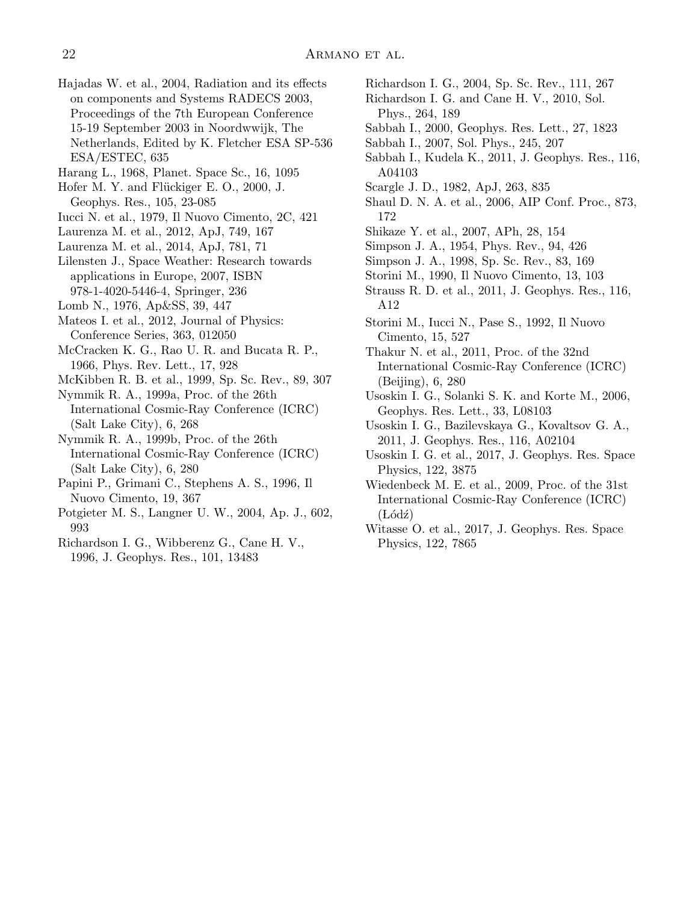Hajadas W. et al., 2004, Radiation and its effects on components and Systems RADECS 2003, Proceedings of the 7th European Conference 15-19 September 2003 in Noordwwijk, The Netherlands, Edited by K. Fletcher ESA SP-536 ESA/ESTEC, 635

Harang L., 1968, Planet. Space Sc., 16, 1095

Hofer M. Y. and Flückiger E. O., 2000, J. Geophys. Res., 105, 23-085

Iucci N. et al., 1979, Il Nuovo Cimento, 2C, 421

Laurenza M. et al., 2012, ApJ, 749, 167

Laurenza M. et al., 2014, ApJ, 781, 71

Lilensten J., Space Weather: Research towards applications in Europe, 2007, ISBN 978-1-4020-5446-4, Springer, 236

Lomb N., 1976, Ap&SS, 39, 447

Mateos I. et al., 2012, Journal of Physics: Conference Series, 363, 012050

McCracken K. G., Rao U. R. and Bucata R. P., 1966, Phys. Rev. Lett., 17, 928

McKibben R. B. et al., 1999, Sp. Sc. Rev., 89, 307

Nymmik R. A., 1999a, Proc. of the 26th International Cosmic-Ray Conference (ICRC) (Salt Lake City), 6, 268

Nymmik R. A., 1999b, Proc. of the 26th International Cosmic-Ray Conference (ICRC) (Salt Lake City), 6, 280

Papini P., Grimani C., Stephens A. S., 1996, Il Nuovo Cimento, 19, 367

Potgieter M. S., Langner U. W., 2004, Ap. J., 602, 993

Richardson I. G., Wibberenz G., Cane H. V., 1996, J. Geophys. Res., 101, 13483

Richardson I. G., 2004, Sp. Sc. Rev., 111, 267

Richardson I. G. and Cane H. V., 2010, Sol. Phys., 264, 189

Sabbah I., 2000, Geophys. Res. Lett., 27, 1823

Sabbah I., 2007, Sol. Phys., 245, 207

Sabbah I., Kudela K., 2011, J. Geophys. Res., 116, A04103

Scargle J. D., 1982, ApJ, 263, 835

Shaul D. N. A. et al., 2006, AIP Conf. Proc., 873, 172

Shikaze Y. et al., 2007, APh, 28, 154

Simpson J. A., 1954, Phys. Rev., 94, 426

Simpson J. A., 1998, Sp. Sc. Rev., 83, 169

Storini M., 1990, Il Nuovo Cimento, 13, 103

Strauss R. D. et al., 2011, J. Geophys. Res., 116, A12

Storini M., Iucci N., Pase S., 1992, Il Nuovo Cimento, 15, 527

Thakur N. et al., 2011, Proc. of the 32nd International Cosmic-Ray Conference (ICRC) (Beijing), 6, 280

Usoskin I. G., Solanki S. K. and Korte M., 2006, Geophys. Res. Lett., 33, L08103

Usoskin I. G., Bazilevskaya G., Kovaltsov G. A., 2011, J. Geophys. Res., 116, A02104

Usoskin I. G. et al., 2017, J. Geophys. Res. Space Physics, 122, 3875

Wiedenbeck M. E. et al., 2009, Proc. of the 31st International Cosmic-Ray Conference (ICRC) (Łódź)

Witasse O. et al., 2017, J. Geophys. Res. Space Physics, 122, 7865